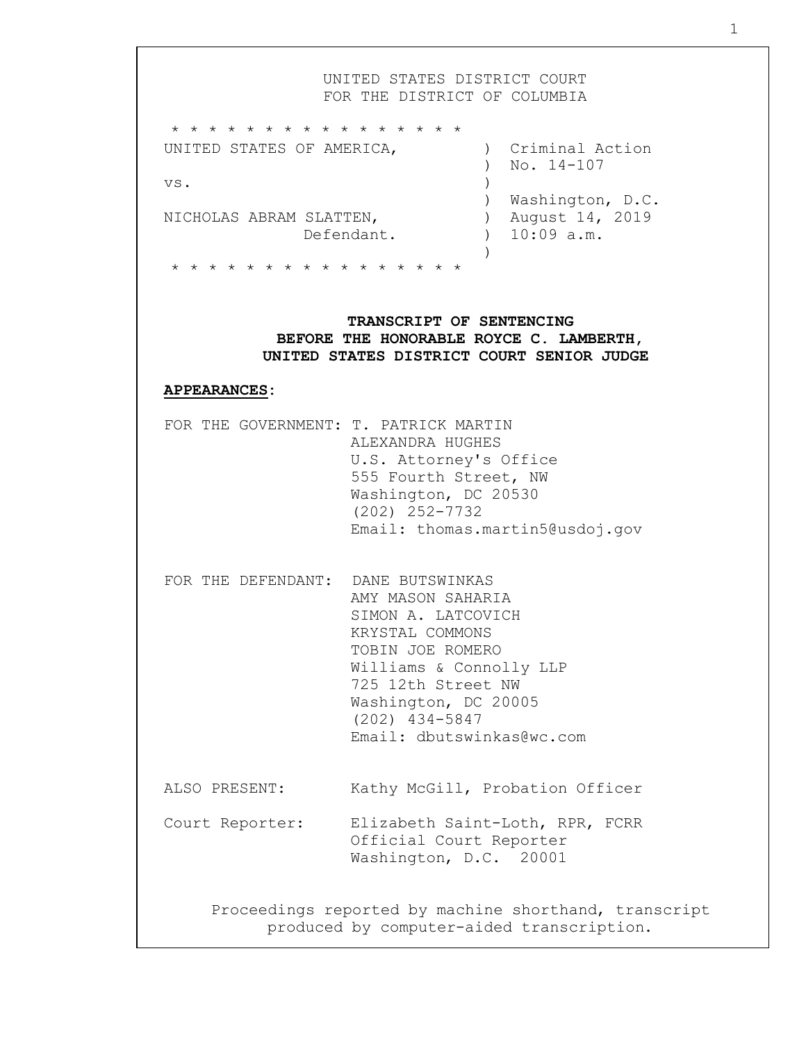UNITED STATES DISTRICT COURT
FOR THE DISTRICT OF COLUMBIA

* * * * * * * * * * * * * * * * * *

| | |
|---|---|
| UNITED STATES OF AMERICA, | ) Criminal Action |
| | ) No. 14-107 |
| vs. | ) |
| | ) Washington, D.C. |
| NICHOLAS ABRAM SLATTEN, | ) August 14, 2019 |
| Defendant. | ) 10:09 a.m. |
| | ) |

* * * * * * * * * * * * * * * * * *

**TRANSCRIPT OF SENTENCING**
**BEFORE THE HONORABLE ROYCE C. LAMBERTH,**
**UNITED STATES DISTRICT COURT SENIOR JUDGE**

**APPEARANCES:**

FOR THE GOVERNMENT: T. PATRICK MARTIN
ALEXANDRA HUGHES
U.S. Attorney's Office
555 Fourth Street, NW
Washington, DC 20530
(202) 252-7732
Email: thomas.martin5@usdoj.gov

FOR THE DEFENDANT: DANE BUTSWINKAS
AMY MASON SAHARIA
SIMON A. LATCOVICH
KRYSTAL COMMONS
TOBIN JOE ROMERO
Williams & Connolly LLP
725 12th Street NW
Washington, DC 20005
(202) 434-5847
Email: dbutswinkas@wc.com

ALSO PRESENT: Kathy McGill, Probation Officer

Court Reporter: Elizabeth Saint-Loth, RPR, FCRR
Official Court Reporter
Washington, D.C. 20001

Proceedings reported by machine shorthand, transcript produced by computer-aided transcription.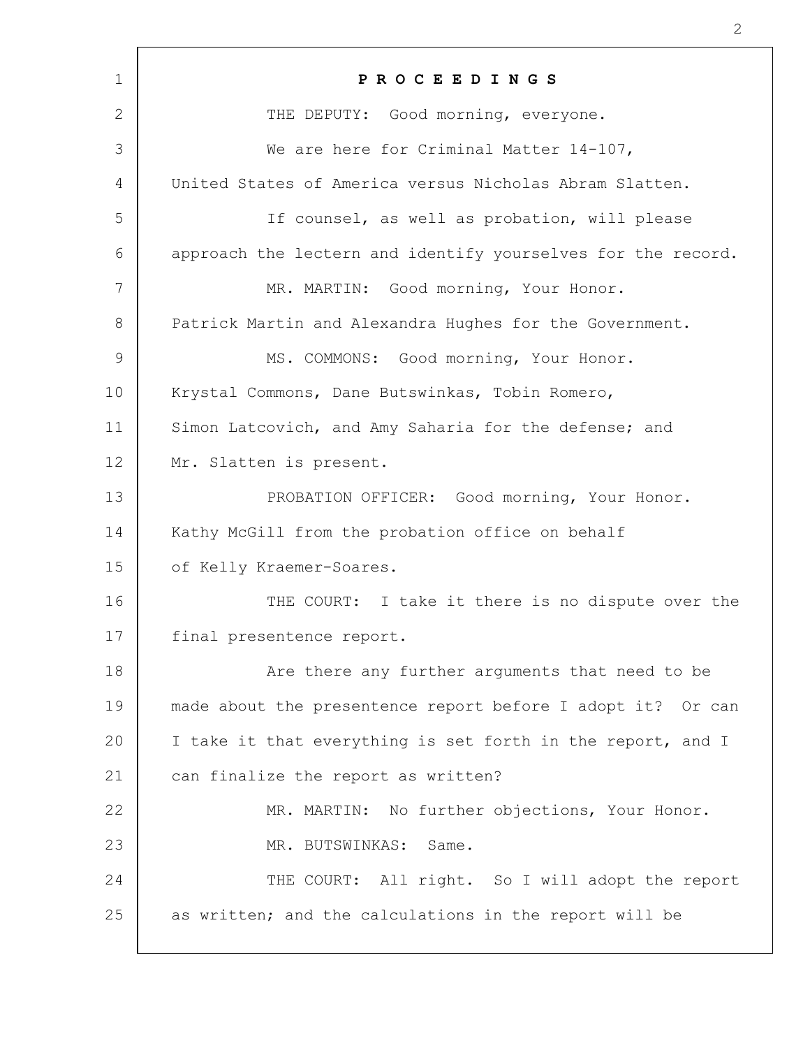**P R O C E E D I N G S**

THE DEPUTY: Good morning, everyone.

We are here for Criminal Matter 14-107, United States of America versus Nicholas Abram Slatten.

If counsel, as well as probation, will please approach the lectern and identify yourselves for the record.

MR. MARTIN: Good morning, Your Honor. Patrick Martin and Alexandra Hughes for the Government.

MS. COMMONS: Good morning, Your Honor. Krystal Commons, Dane Butswinkas, Tobin Romero, Simon Latcovich, and Amy Saharia for the defense; and Mr. Slatten is present.

PROBATION OFFICER: Good morning, Your Honor. Kathy McGill from the probation office on behalf of Kelly Kraemer-Soares.

THE COURT: I take it there is no dispute over the final presentence report.

Are there any further arguments that need to be made about the presentence report before I adopt it? Or can I take it that everything is set forth in the report, and I can finalize the report as written?

MR. MARTIN: No further objections, Your Honor.

MR. BUTSWINKAS: Same.

THE COURT: All right. So I will adopt the report as written; and the calculations in the report will be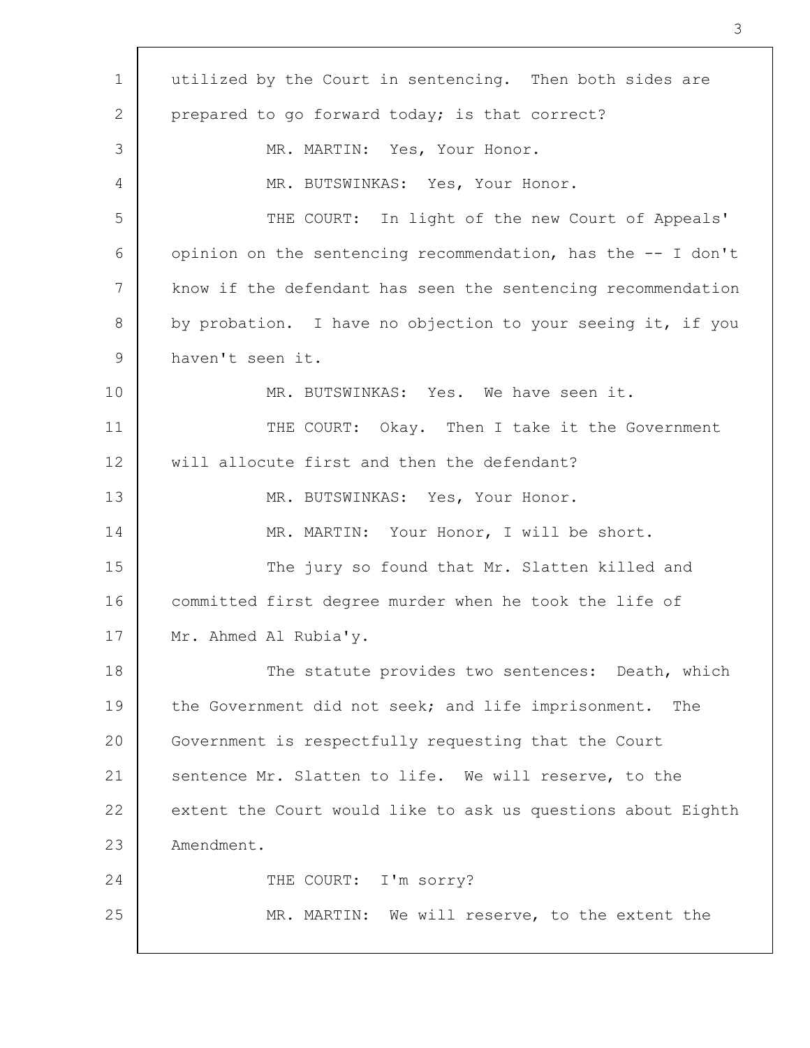utilized by the Court in sentencing. Then both sides are prepared to go forward today; is that correct?

MR. MARTIN: Yes, Your Honor.

MR. BUTSWINKAS: Yes, Your Honor.

THE COURT: In light of the new Court of Appeals' opinion on the sentencing recommendation, has the -- I don't know if the defendant has seen the sentencing recommendation by probation. I have no objection to your seeing it, if you haven't seen it.

MR. BUTSWINKAS: Yes. We have seen it.

THE COURT: Okay. Then I take it the Government will allocute first and then the defendant?

MR. BUTSWINKAS: Yes, Your Honor.

MR. MARTIN: Your Honor, I will be short.

The jury so found that Mr. Slatten killed and committed first degree murder when he took the life of Mr. Ahmed Al Rubia'y.

The statute provides two sentences: Death, which the Government did not seek; and life imprisonment. The Government is respectfully requesting that the Court sentence Mr. Slatten to life. We will reserve, to the extent the Court would like to ask us questions about Eighth Amendment.

THE COURT: I'm sorry?

MR. MARTIN: We will reserve, to the extent the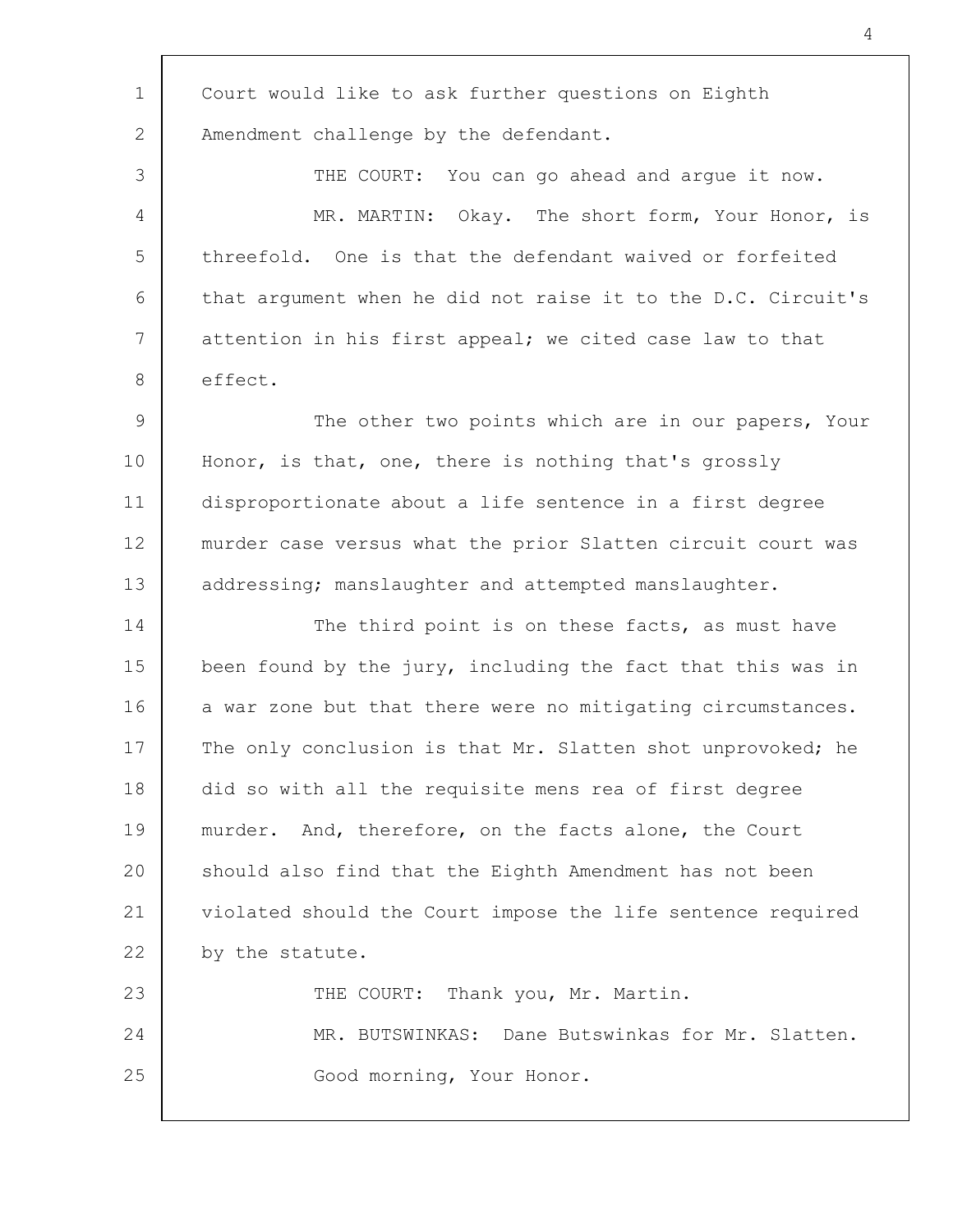Court would like to ask further questions on Eighth Amendment challenge by the defendant.

THE COURT: You can go ahead and argue it now.

MR. MARTIN: Okay. The short form, Your Honor, is threefold. One is that the defendant waived or forfeited that argument when he did not raise it to the D.C. Circuit's attention in his first appeal; we cited case law to that effect.

The other two points which are in our papers, Your Honor, is that, one, there is nothing that's grossly disproportionate about a life sentence in a first degree murder case versus what the prior Slatten circuit court was addressing; manslaughter and attempted manslaughter.

The third point is on these facts, as must have been found by the jury, including the fact that this was in a war zone but that there were no mitigating circumstances. The only conclusion is that Mr. Slatten shot unprovoked; he did so with all the requisite mens rea of first degree murder. And, therefore, on the facts alone, the Court should also find that the Eighth Amendment has not been violated should the Court impose the life sentence required by the statute.

THE COURT: Thank you, Mr. Martin.

MR. BUTSWINKAS: Dane Butswinkas for Mr. Slatten. Good morning, Your Honor.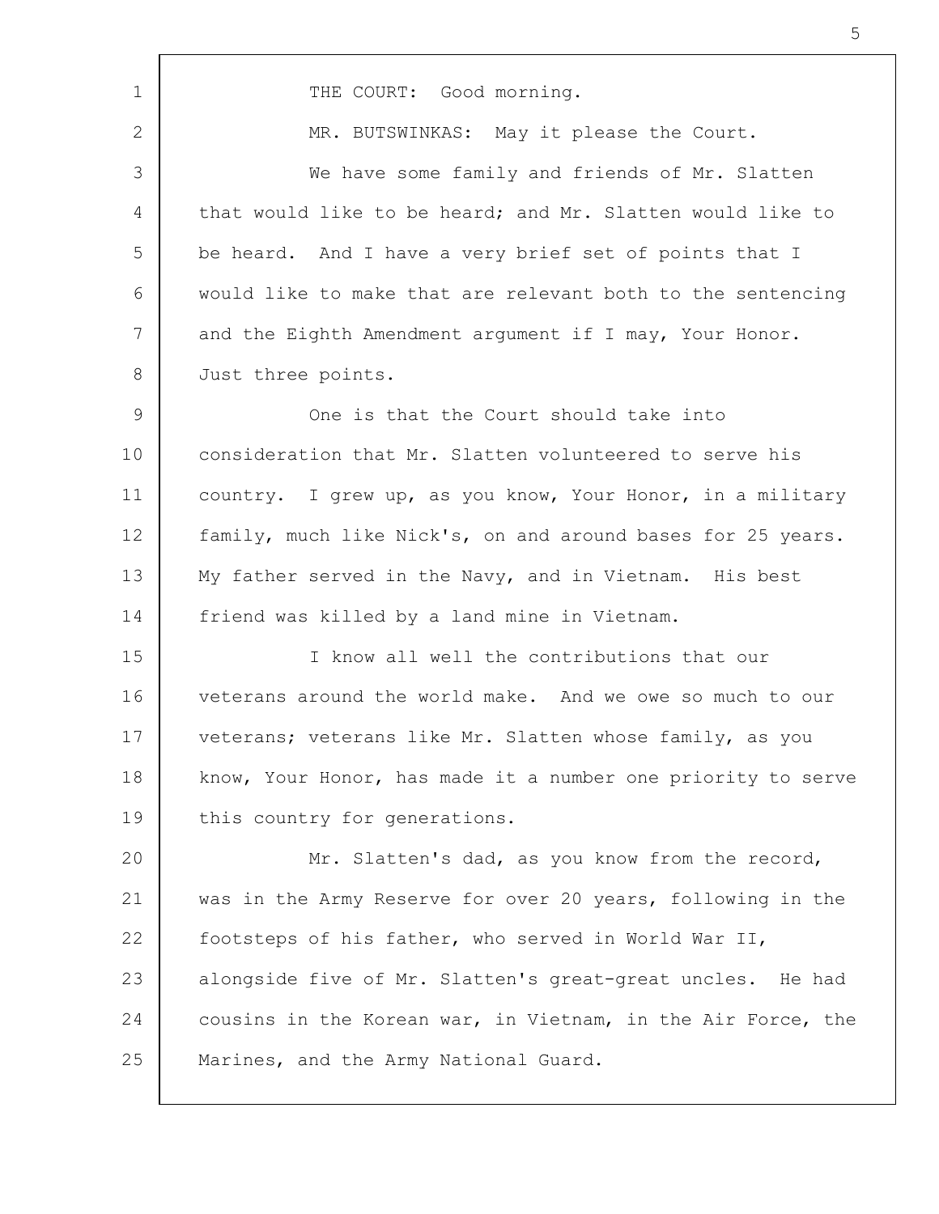THE COURT: Good morning.

MR. BUTSWINKAS: May it please the Court.

We have some family and friends of Mr. Slatten that would like to be heard; and Mr. Slatten would like to be heard. And I have a very brief set of points that I would like to make that are relevant both to the sentencing and the Eighth Amendment argument if I may, Your Honor. Just three points.

One is that the Court should take into consideration that Mr. Slatten volunteered to serve his country. I grew up, as you know, Your Honor, in a military family, much like Nick's, on and around bases for 25 years. My father served in the Navy, and in Vietnam. His best friend was killed by a land mine in Vietnam.

I know all well the contributions that our veterans around the world make. And we owe so much to our veterans; veterans like Mr. Slatten whose family, as you know, Your Honor, has made it a number one priority to serve this country for generations.

Mr. Slatten's dad, as you know from the record, was in the Army Reserve for over 20 years, following in the footsteps of his father, who served in World War II, alongside five of Mr. Slatten's great-great uncles. He had cousins in the Korean war, in Vietnam, in the Air Force, the Marines, and the Army National Guard.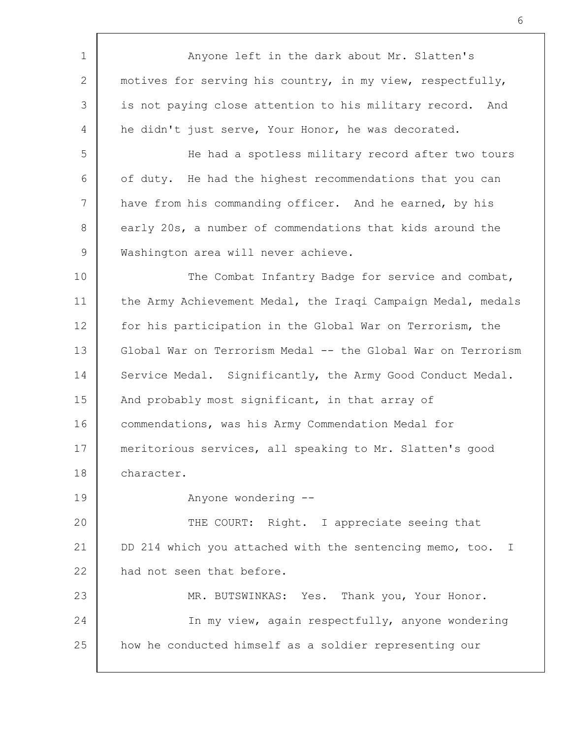Anyone left in the dark about Mr. Slatten's motives for serving his country, in my view, respectfully, is not paying close attention to his military record. And he didn't just serve, Your Honor, he was decorated.

He had a spotless military record after two tours of duty. He had the highest recommendations that you can have from his commanding officer. And he earned, by his early 20s, a number of commendations that kids around the Washington area will never achieve.

The Combat Infantry Badge for service and combat, the Army Achievement Medal, the Iraqi Campaign Medal, medals for his participation in the Global War on Terrorism, the Global War on Terrorism Medal -- the Global War on Terrorism Service Medal. Significantly, the Army Good Conduct Medal. And probably most significant, in that array of commendations, was his Army Commendation Medal for meritorious services, all speaking to Mr. Slatten's good character.

Anyone wondering --

THE COURT: Right. I appreciate seeing that DD 214 which you attached with the sentencing memo, too. I had not seen that before.

MR. BUTSWINKAS: Yes. Thank you, Your Honor.

In my view, again respectfully, anyone wondering how he conducted himself as a soldier representing our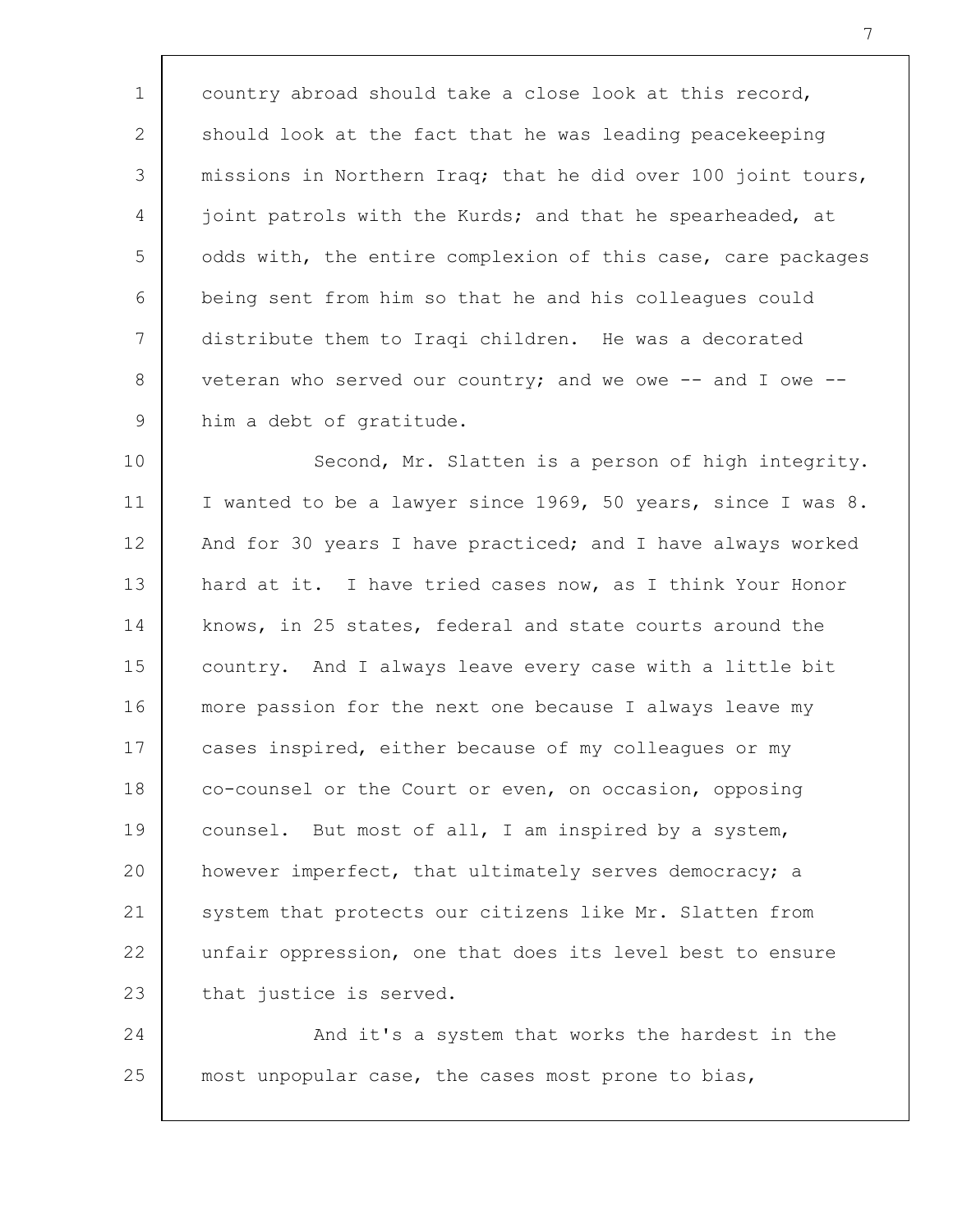country abroad should take a close look at this record, should look at the fact that he was leading peacekeeping missions in Northern Iraq; that he did over 100 joint tours, joint patrols with the Kurds; and that he spearheaded, at odds with, the entire complexion of this case, care packages being sent from him so that he and his colleagues could distribute them to Iraqi children. He was a decorated veteran who served our country; and we owe -- and I owe -- him a debt of gratitude.

Second, Mr. Slatten is a person of high integrity. I wanted to be a lawyer since 1969, 50 years, since I was 8. And for 30 years I have practiced; and I have always worked hard at it. I have tried cases now, as I think Your Honor knows, in 25 states, federal and state courts around the country. And I always leave every case with a little bit more passion for the next one because I always leave my cases inspired, either because of my colleagues or my co-counsel or the Court or even, on occasion, opposing counsel. But most of all, I am inspired by a system, however imperfect, that ultimately serves democracy; a system that protects our citizens like Mr. Slatten from unfair oppression, one that does its level best to ensure that justice is served.

And it's a system that works the hardest in the most unpopular case, the cases most prone to bias,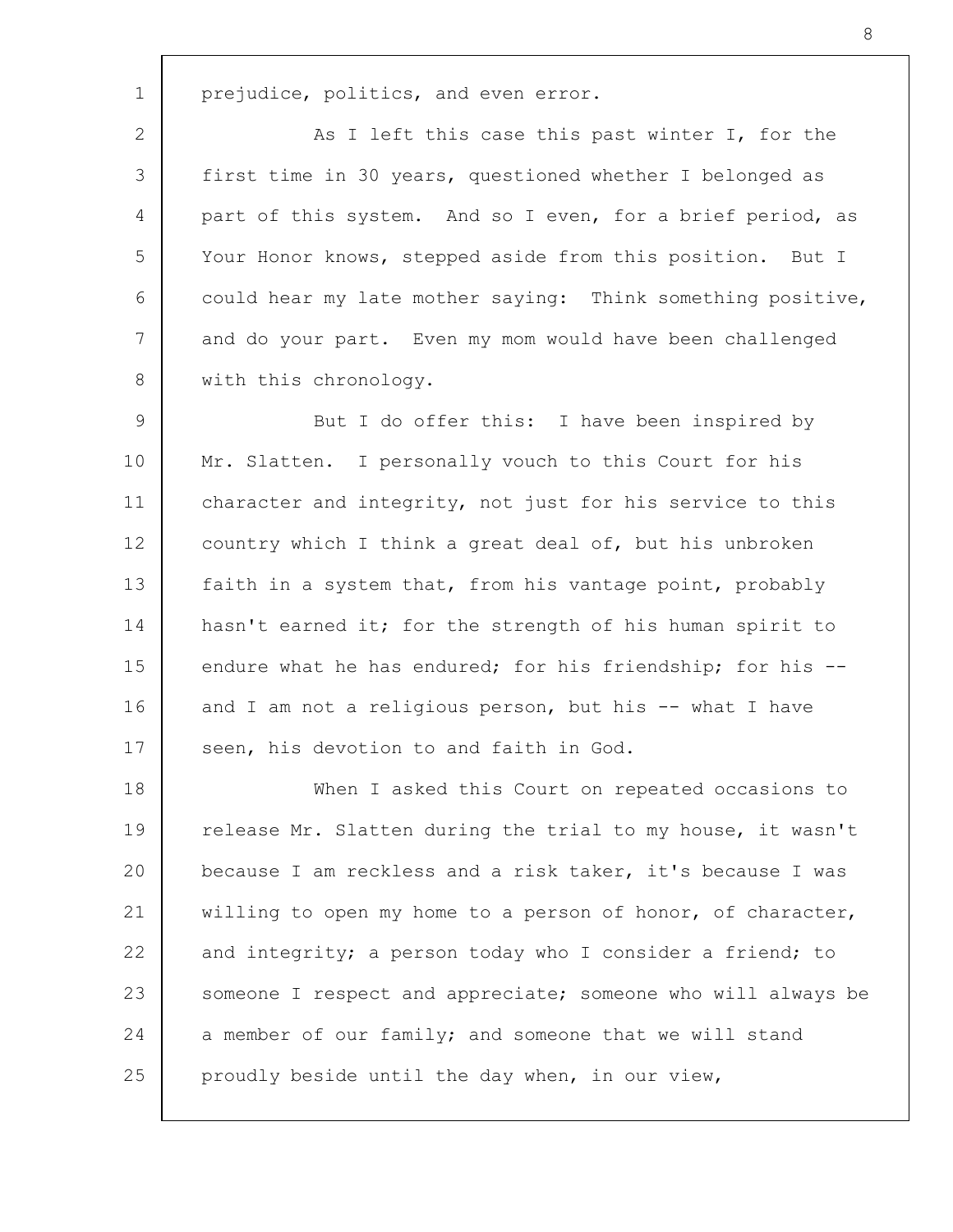prejudice, politics, and even error.

As I left this case this past winter I, for the first time in 30 years, questioned whether I belonged as part of this system. And so I even, for a brief period, as Your Honor knows, stepped aside from this position. But I could hear my late mother saying: Think something positive, and do your part. Even my mom would have been challenged with this chronology.

But I do offer this: I have been inspired by Mr. Slatten. I personally vouch to this Court for his character and integrity, not just for his service to this country which I think a great deal of, but his unbroken faith in a system that, from his vantage point, probably hasn't earned it; for the strength of his human spirit to endure what he has endured; for his friendship; for his -- and I am not a religious person, but his -- what I have seen, his devotion to and faith in God.

When I asked this Court on repeated occasions to release Mr. Slatten during the trial to my house, it wasn't because I am reckless and a risk taker, it's because I was willing to open my home to a person of honor, of character, and integrity; a person today who I consider a friend; to someone I respect and appreciate; someone who will always be a member of our family; and someone that we will stand proudly beside until the day when, in our view,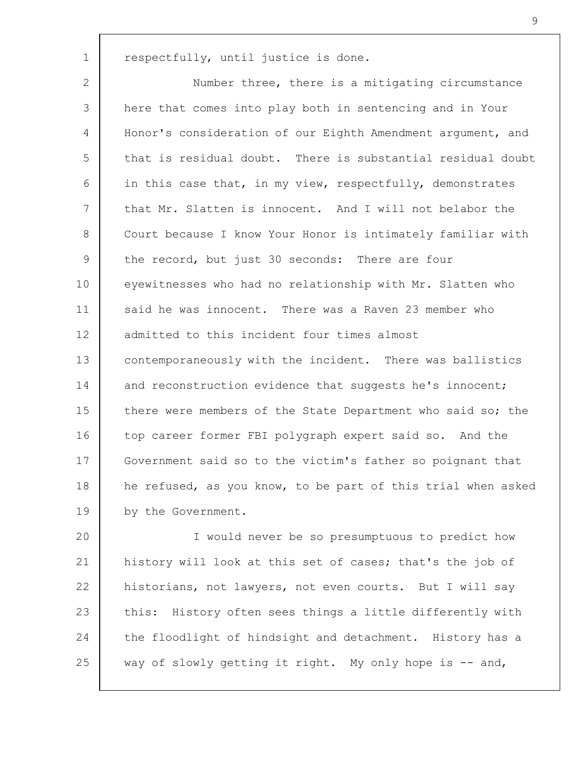respectfully, until justice is done.

Number three, there is a mitigating circumstance here that comes into play both in sentencing and in Your Honor's consideration of our Eighth Amendment argument, and that is residual doubt. There is substantial residual doubt in this case that, in my view, respectfully, demonstrates that Mr. Slatten is innocent. And I will not belabor the Court because I know Your Honor is intimately familiar with the record, but just 30 seconds: There are four eyewitnesses who had no relationship with Mr. Slatten who said he was innocent. There was a Raven 23 member who admitted to this incident four times almost contemporaneously with the incident. There was ballistics and reconstruction evidence that suggests he's innocent; there were members of the State Department who said so; the top career former FBI polygraph expert said so. And the Government said so to the victim's father so poignant that he refused, as you know, to be part of this trial when asked by the Government.

I would never be so presumptuous to predict how history will look at this set of cases; that's the job of historians, not lawyers, not even courts. But I will say this: History often sees things a little differently with the floodlight of hindsight and detachment. History has a way of slowly getting it right. My only hope is -- and,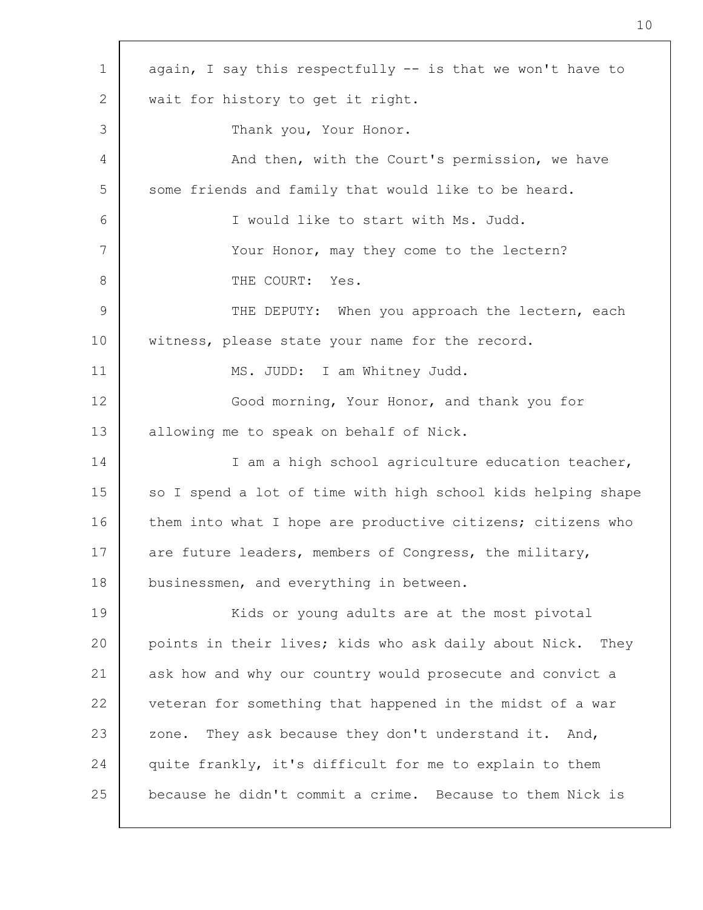again, I say this respectfully -- is that we won't have to wait for history to get it right.

Thank you, Your Honor.

And then, with the Court's permission, we have some friends and family that would like to be heard.

I would like to start with Ms. Judd.

Your Honor, may they come to the lectern?

THE COURT: Yes.

THE DEPUTY: When you approach the lectern, each witness, please state your name for the record.

MS. JUDD: I am Whitney Judd.

Good morning, Your Honor, and thank you for allowing me to speak on behalf of Nick.

I am a high school agriculture education teacher, so I spend a lot of time with high school kids helping shape them into what I hope are productive citizens; citizens who are future leaders, members of Congress, the military, businessmen, and everything in between.

Kids or young adults are at the most pivotal points in their lives; kids who ask daily about Nick. They ask how and why our country would prosecute and convict a veteran for something that happened in the midst of a war zone. They ask because they don't understand it. And, quite frankly, it's difficult for me to explain to them because he didn't commit a crime. Because to them Nick is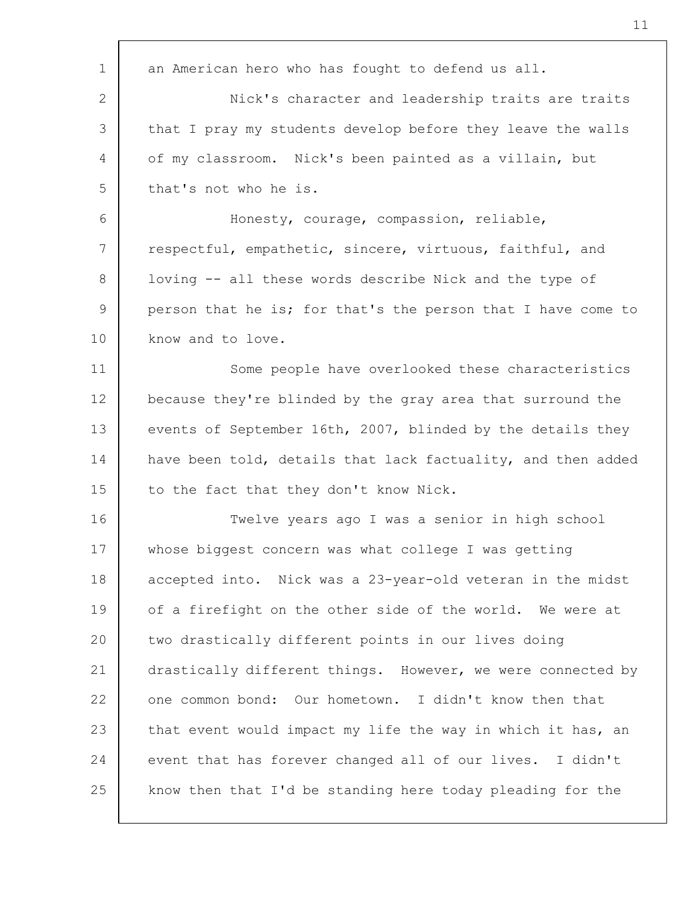an American hero who has fought to defend us all.

Nick's character and leadership traits are traits that I pray my students develop before they leave the walls of my classroom. Nick's been painted as a villain, but that's not who he is.

Honesty, courage, compassion, reliable, respectful, empathetic, sincere, virtuous, faithful, and loving -- all these words describe Nick and the type of person that he is; for that's the person that I have come to know and to love.

Some people have overlooked these characteristics because they're blinded by the gray area that surround the events of September 16th, 2007, blinded by the details they have been told, details that lack factuality, and then added to the fact that they don't know Nick.

Twelve years ago I was a senior in high school whose biggest concern was what college I was getting accepted into. Nick was a 23-year-old veteran in the midst of a firefight on the other side of the world. We were at two drastically different points in our lives doing drastically different things. However, we were connected by one common bond: Our hometown. I didn't know then that that event would impact my life the way in which it has, an event that has forever changed all of our lives. I didn't know then that I'd be standing here today pleading for the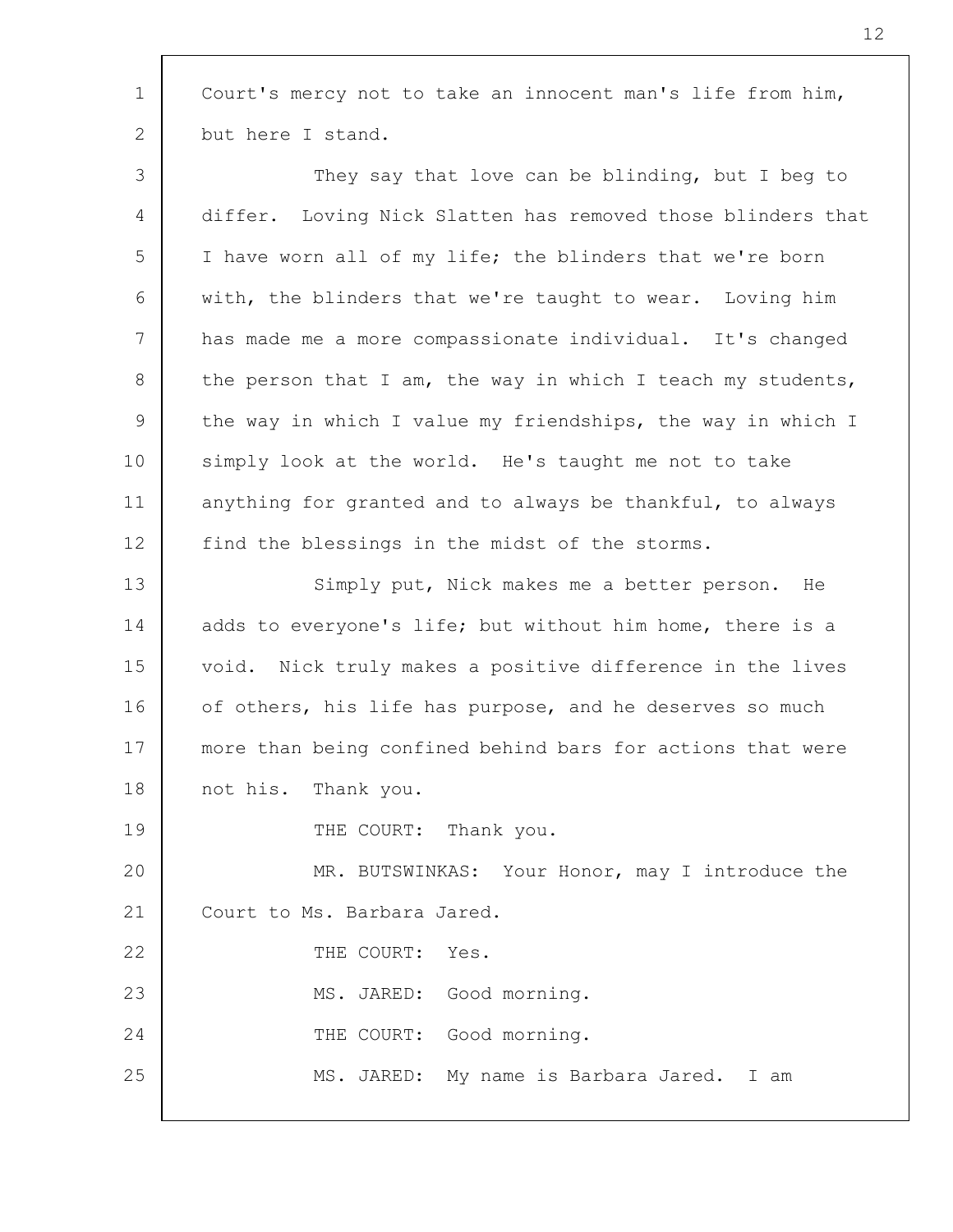Court's mercy not to take an innocent man's life from him, but here I stand.

They say that love can be blinding, but I beg to differ. Loving Nick Slatten has removed those blinders that I have worn all of my life; the blinders that we're born with, the blinders that we're taught to wear. Loving him has made me a more compassionate individual. It's changed the person that I am, the way in which I teach my students, the way in which I value my friendships, the way in which I simply look at the world. He's taught me not to take anything for granted and to always be thankful, to always find the blessings in the midst of the storms.

Simply put, Nick makes me a better person. He adds to everyone's life; but without him home, there is a void. Nick truly makes a positive difference in the lives of others, his life has purpose, and he deserves so much more than being confined behind bars for actions that were not his. Thank you.

THE COURT: Thank you.

MR. BUTSWINKAS: Your Honor, may I introduce the Court to Ms. Barbara Jared.

THE COURT: Yes.

MS. JARED: Good morning.

THE COURT: Good morning.

MS. JARED: My name is Barbara Jared. I am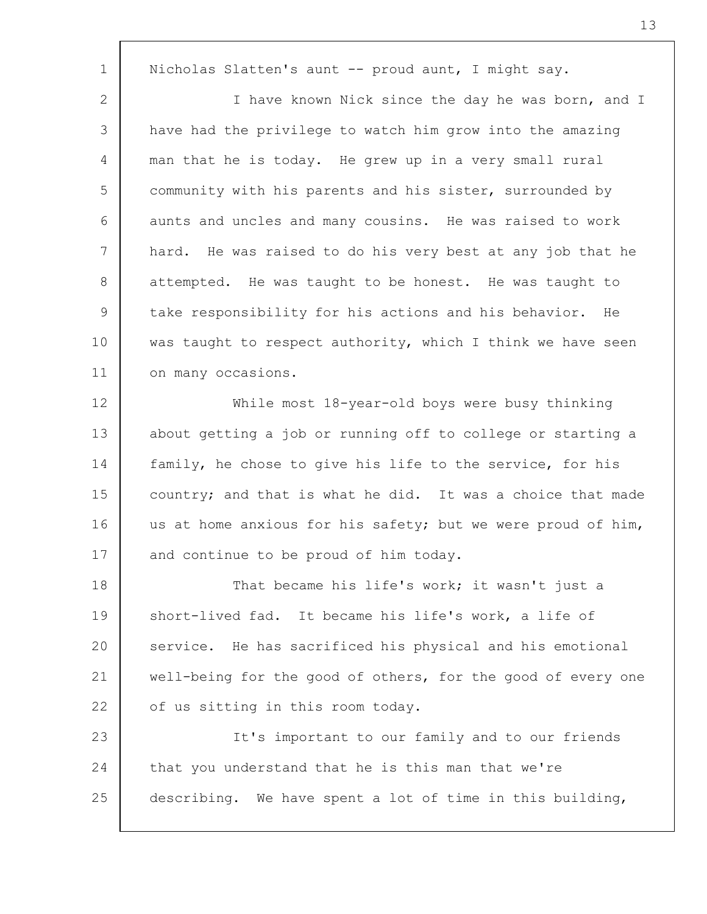Nicholas Slatten's aunt -- proud aunt, I might say.

I have known Nick since the day he was born, and I have had the privilege to watch him grow into the amazing man that he is today. He grew up in a very small rural community with his parents and his sister, surrounded by aunts and uncles and many cousins. He was raised to work hard. He was raised to do his very best at any job that he attempted. He was taught to be honest. He was taught to take responsibility for his actions and his behavior. He was taught to respect authority, which I think we have seen on many occasions.

While most 18-year-old boys were busy thinking about getting a job or running off to college or starting a family, he chose to give his life to the service, for his country; and that is what he did. It was a choice that made us at home anxious for his safety; but we were proud of him, and continue to be proud of him today.

That became his life's work; it wasn't just a short-lived fad. It became his life's work, a life of service. He has sacrificed his physical and his emotional well-being for the good of others, for the good of every one of us sitting in this room today.

It's important to our family and to our friends that you understand that he is this man that we're describing. We have spent a lot of time in this building,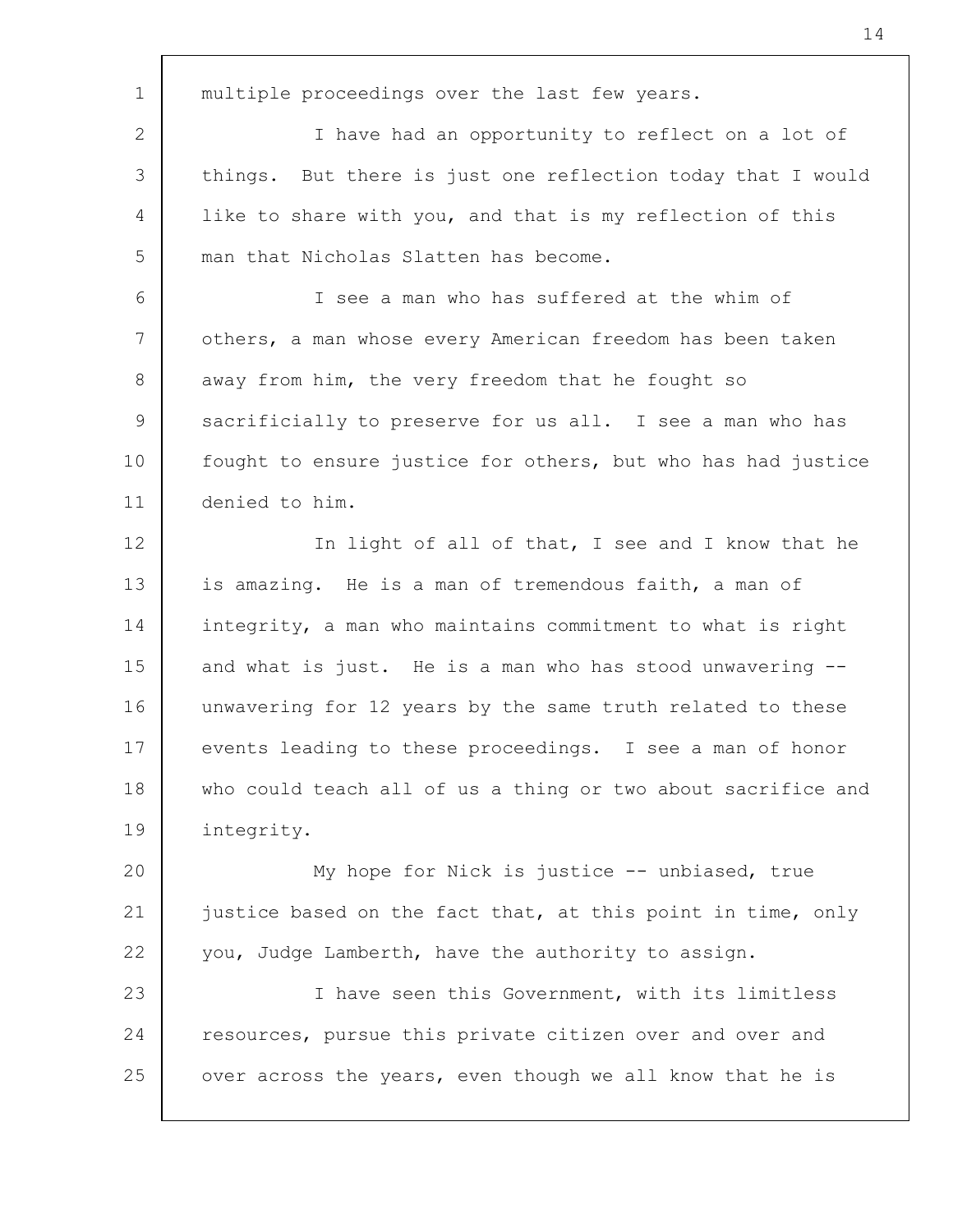multiple proceedings over the last few years.

I have had an opportunity to reflect on a lot of things. But there is just one reflection today that I would like to share with you, and that is my reflection of this man that Nicholas Slatten has become.

I see a man who has suffered at the whim of others, a man whose every American freedom has been taken away from him, the very freedom that he fought so sacrificially to preserve for us all. I see a man who has fought to ensure justice for others, but who has had justice denied to him.

In light of all of that, I see and I know that he is amazing. He is a man of tremendous faith, a man of integrity, a man who maintains commitment to what is right and what is just. He is a man who has stood unwavering -- unwavering for 12 years by the same truth related to these events leading to these proceedings. I see a man of honor who could teach all of us a thing or two about sacrifice and integrity.

My hope for Nick is justice -- unbiased, true justice based on the fact that, at this point in time, only you, Judge Lamberth, have the authority to assign.

I have seen this Government, with its limitless resources, pursue this private citizen over and over and over across the years, even though we all know that he is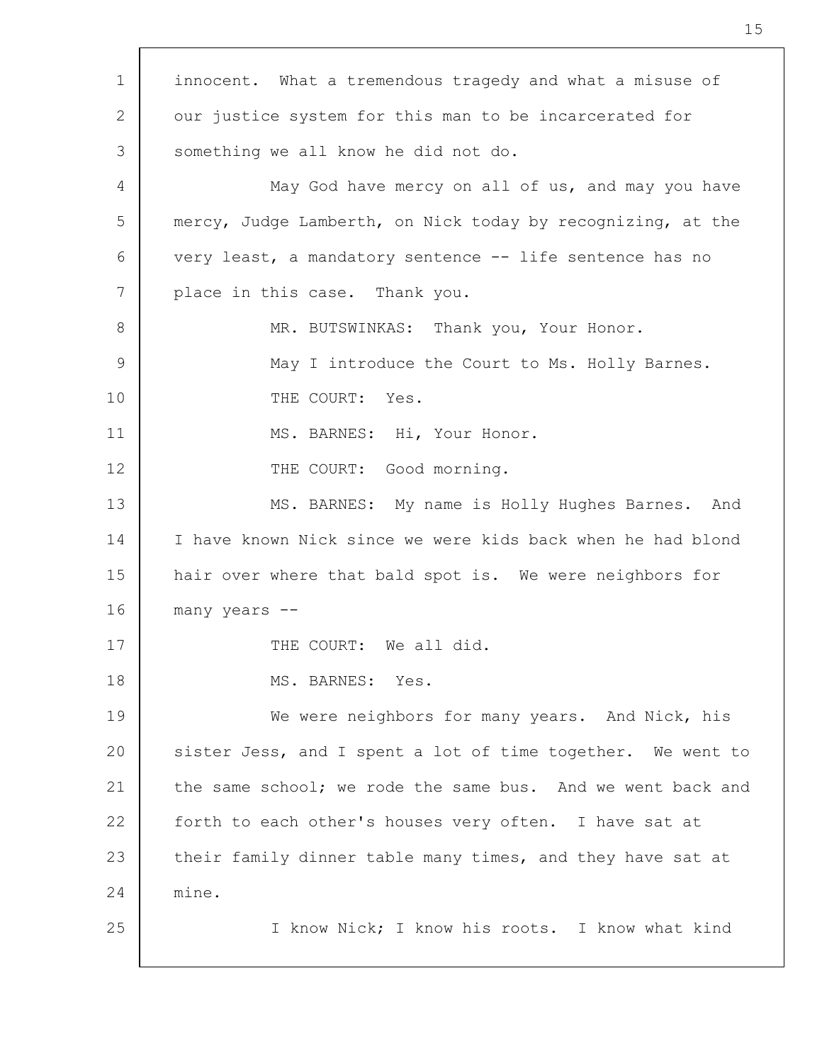innocent. What a tremendous tragedy and what a misuse of our justice system for this man to be incarcerated for something we all know he did not do.

May God have mercy on all of us, and may you have mercy, Judge Lamberth, on Nick today by recognizing, at the very least, a mandatory sentence -- life sentence has no place in this case. Thank you.

MR. BUTSWINKAS: Thank you, Your Honor.

May I introduce the Court to Ms. Holly Barnes.

THE COURT: Yes.

MS. BARNES: Hi, Your Honor.

THE COURT: Good morning.

MS. BARNES: My name is Holly Hughes Barnes. And I have known Nick since we were kids back when he had blond hair over where that bald spot is. We were neighbors for many years --

THE COURT: We all did.

MS. BARNES: Yes.

We were neighbors for many years. And Nick, his sister Jess, and I spent a lot of time together. We went to the same school; we rode the same bus. And we went back and forth to each other's houses very often. I have sat at their family dinner table many times, and they have sat at mine.

I know Nick; I know his roots. I know what kind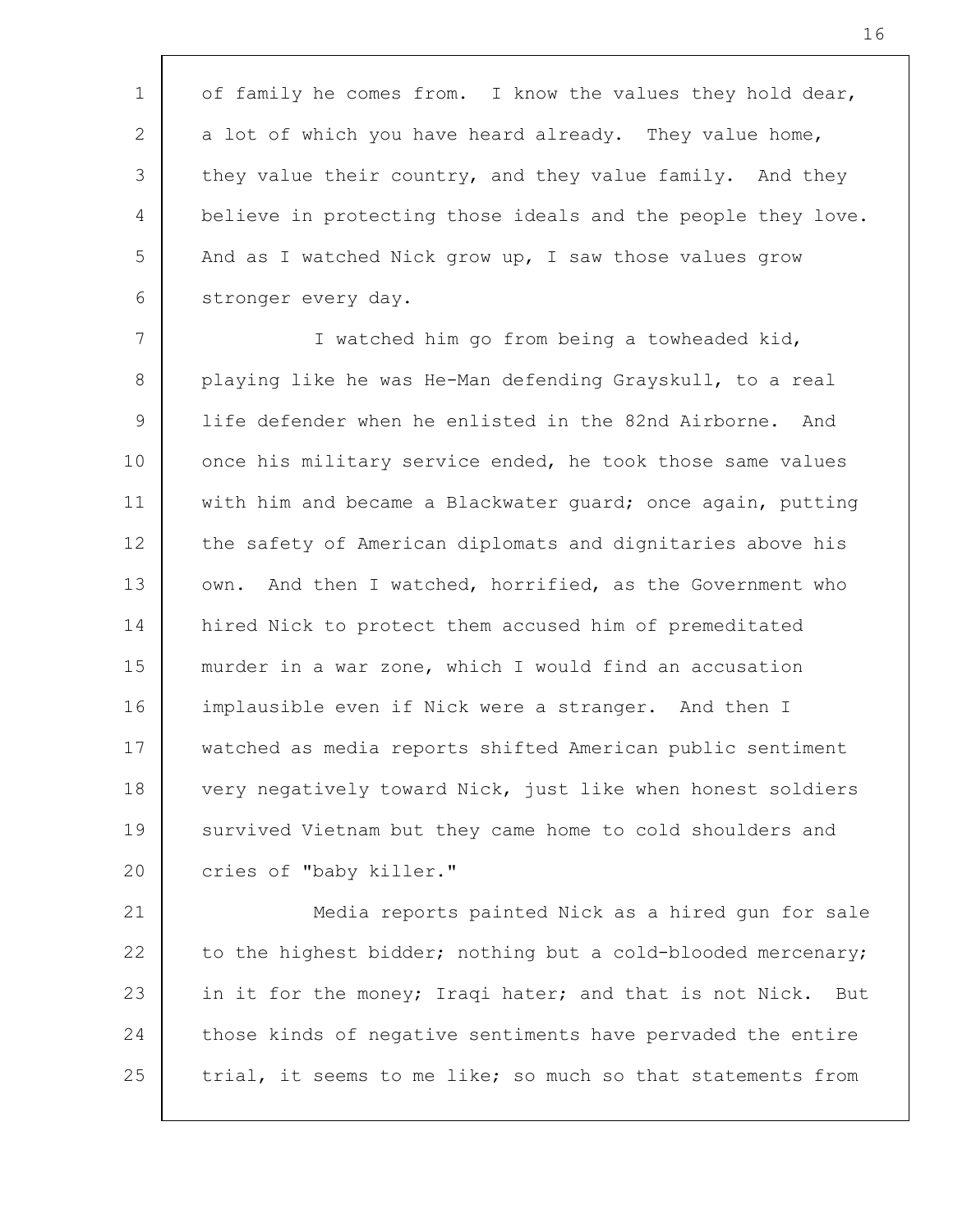of family he comes from. I know the values they hold dear, a lot of which you have heard already. They value home, they value their country, and they value family. And they believe in protecting those ideals and the people they love. And as I watched Nick grow up, I saw those values grow stronger every day.

I watched him go from being a towheaded kid, playing like he was He-Man defending Grayskull, to a real life defender when he enlisted in the 82nd Airborne. And once his military service ended, he took those same values with him and became a Blackwater guard; once again, putting the safety of American diplomats and dignitaries above his own. And then I watched, horrified, as the Government who hired Nick to protect them accused him of premeditated murder in a war zone, which I would find an accusation implausible even if Nick were a stranger. And then I watched as media reports shifted American public sentiment very negatively toward Nick, just like when honest soldiers survived Vietnam but they came home to cold shoulders and cries of "baby killer."

Media reports painted Nick as a hired gun for sale to the highest bidder; nothing but a cold-blooded mercenary; in it for the money; Iraqi hater; and that is not Nick. But those kinds of negative sentiments have pervaded the entire trial, it seems to me like; so much so that statements from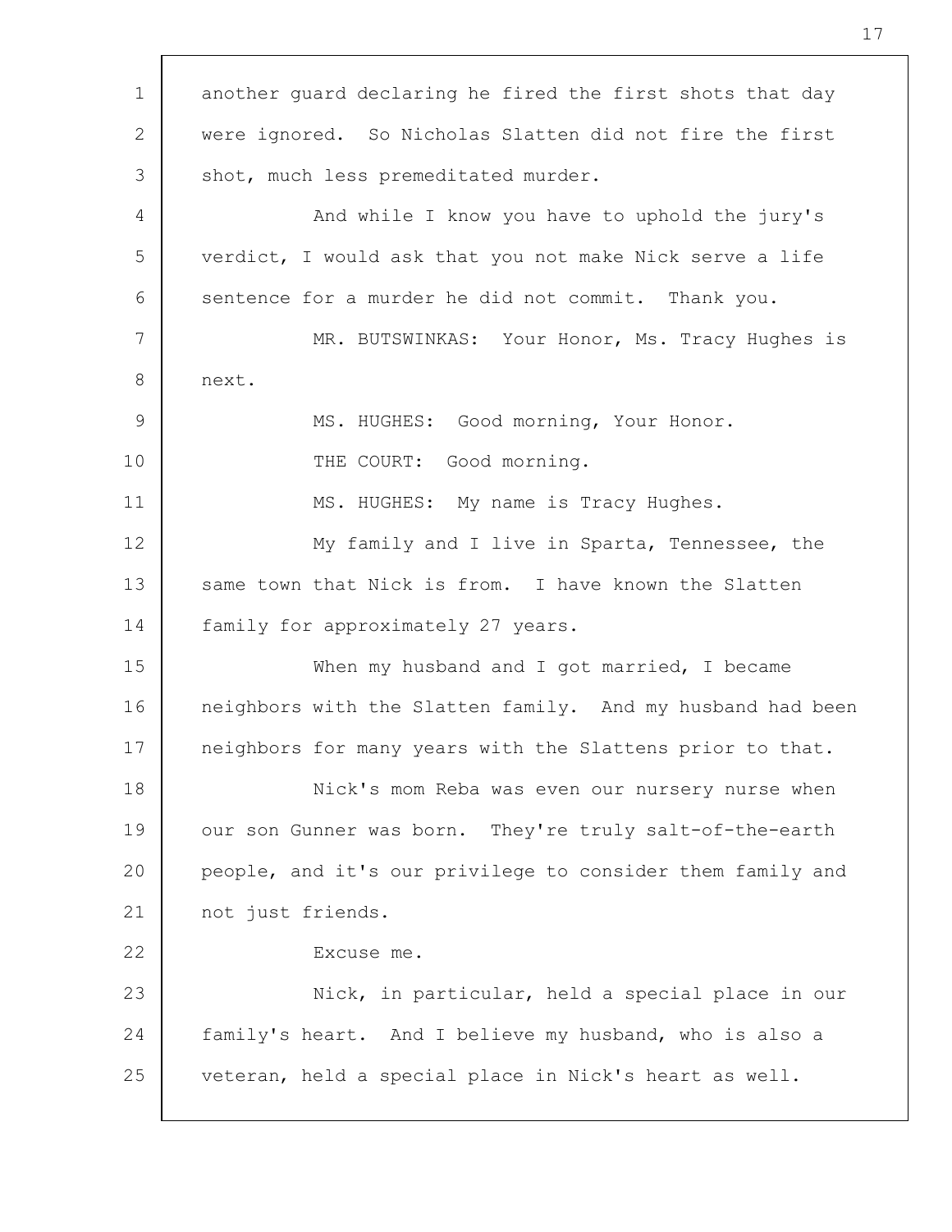another guard declaring he fired the first shots that day were ignored. So Nicholas Slatten did not fire the first shot, much less premeditated murder.

And while I know you have to uphold the jury's verdict, I would ask that you not make Nick serve a life sentence for a murder he did not commit. Thank you.

MR. BUTSWINKAS: Your Honor, Ms. Tracy Hughes is next.

MS. HUGHES: Good morning, Your Honor.

THE COURT: Good morning.

MS. HUGHES: My name is Tracy Hughes.

My family and I live in Sparta, Tennessee, the same town that Nick is from. I have known the Slatten family for approximately 27 years.

When my husband and I got married, I became neighbors with the Slatten family. And my husband had been neighbors for many years with the Slattens prior to that.

Nick's mom Reba was even our nursery nurse when our son Gunner was born. They're truly salt-of-the-earth people, and it's our privilege to consider them family and not just friends.

Excuse me.

Nick, in particular, held a special place in our family's heart. And I believe my husband, who is also a veteran, held a special place in Nick's heart as well.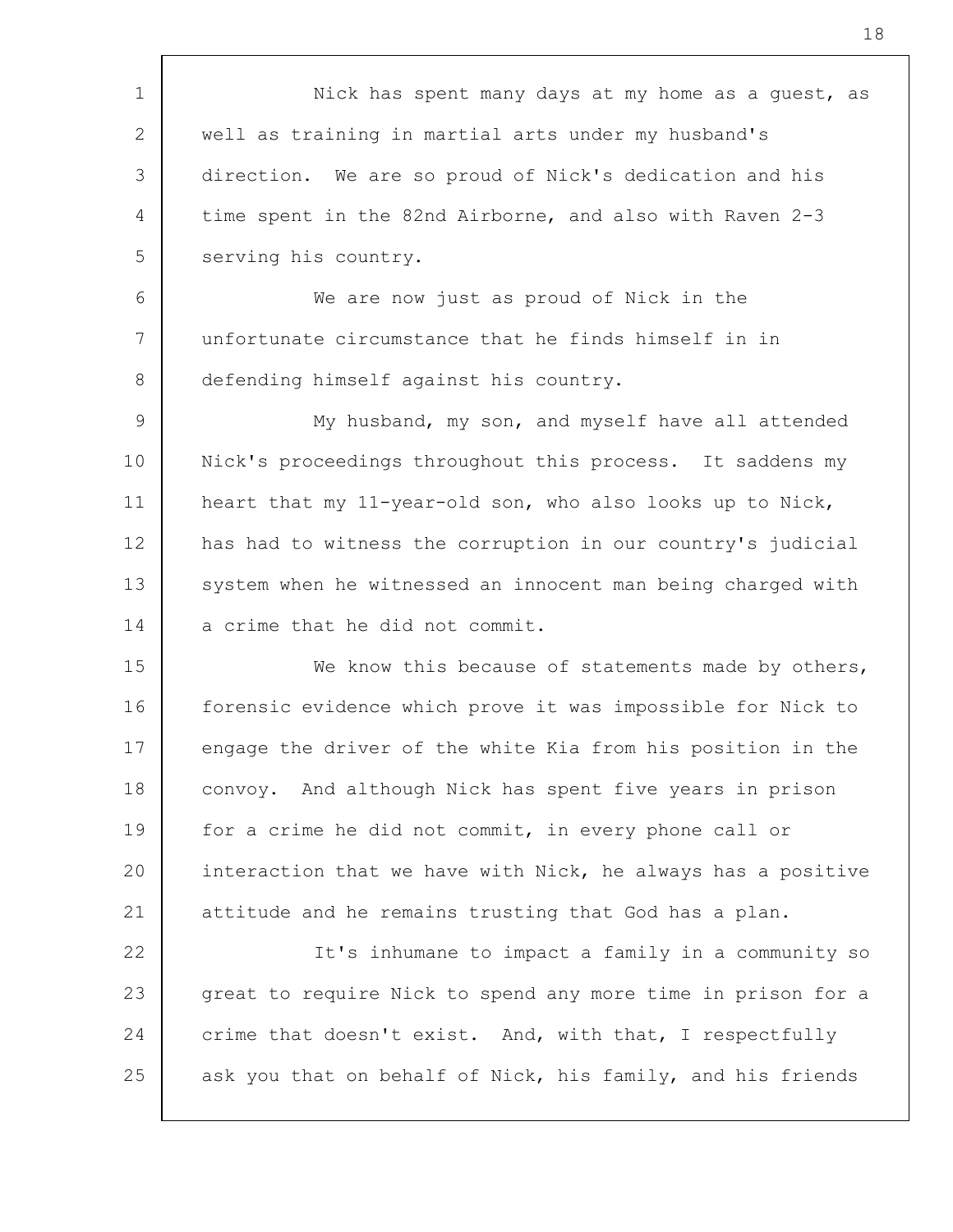Nick has spent many days at my home as a guest, as well as training in martial arts under my husband's direction. We are so proud of Nick's dedication and his time spent in the 82nd Airborne, and also with Raven 2-3 serving his country.

We are now just as proud of Nick in the unfortunate circumstance that he finds himself in in defending himself against his country.

My husband, my son, and myself have all attended Nick's proceedings throughout this process. It saddens my heart that my 11-year-old son, who also looks up to Nick, has had to witness the corruption in our country's judicial system when he witnessed an innocent man being charged with a crime that he did not commit.

We know this because of statements made by others, forensic evidence which prove it was impossible for Nick to engage the driver of the white Kia from his position in the convoy. And although Nick has spent five years in prison for a crime he did not commit, in every phone call or interaction that we have with Nick, he always has a positive attitude and he remains trusting that God has a plan.

It's inhumane to impact a family in a community so great to require Nick to spend any more time in prison for a crime that doesn't exist. And, with that, I respectfully ask you that on behalf of Nick, his family, and his friends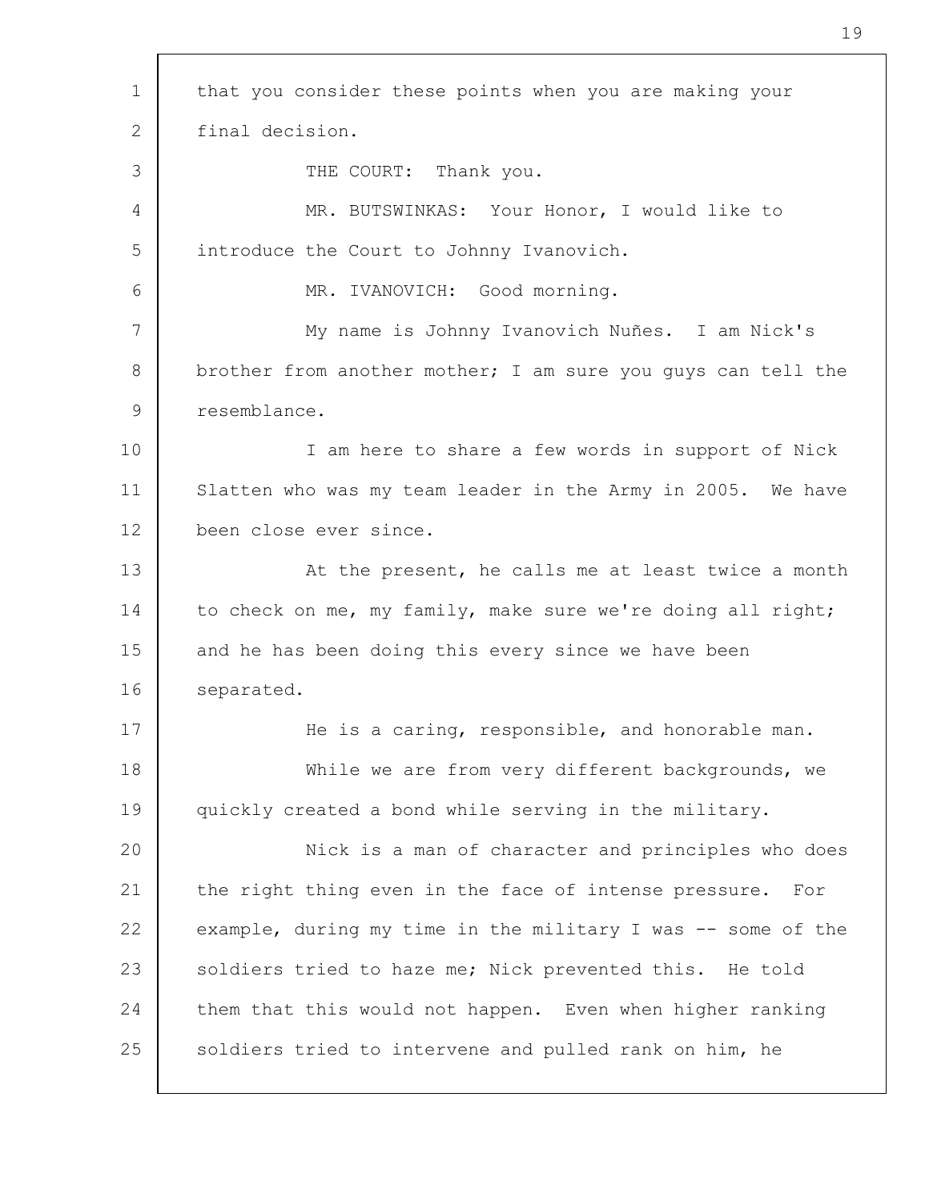that you consider these points when you are making your final decision.

THE COURT: Thank you.

MR. BUTSWINKAS: Your Honor, I would like to introduce the Court to Johnny Ivanovich.

MR. IVANOVICH: Good morning.

My name is Johnny Ivanovich Nuñes. I am Nick's brother from another mother; I am sure you guys can tell the resemblance.

I am here to share a few words in support of Nick Slatten who was my team leader in the Army in 2005. We have been close ever since.

At the present, he calls me at least twice a month to check on me, my family, make sure we're doing all right; and he has been doing this every since we have been separated.

He is a caring, responsible, and honorable man.

While we are from very different backgrounds, we quickly created a bond while serving in the military.

Nick is a man of character and principles who does the right thing even in the face of intense pressure. For example, during my time in the military I was -- some of the soldiers tried to haze me; Nick prevented this. He told them that this would not happen. Even when higher ranking soldiers tried to intervene and pulled rank on him, he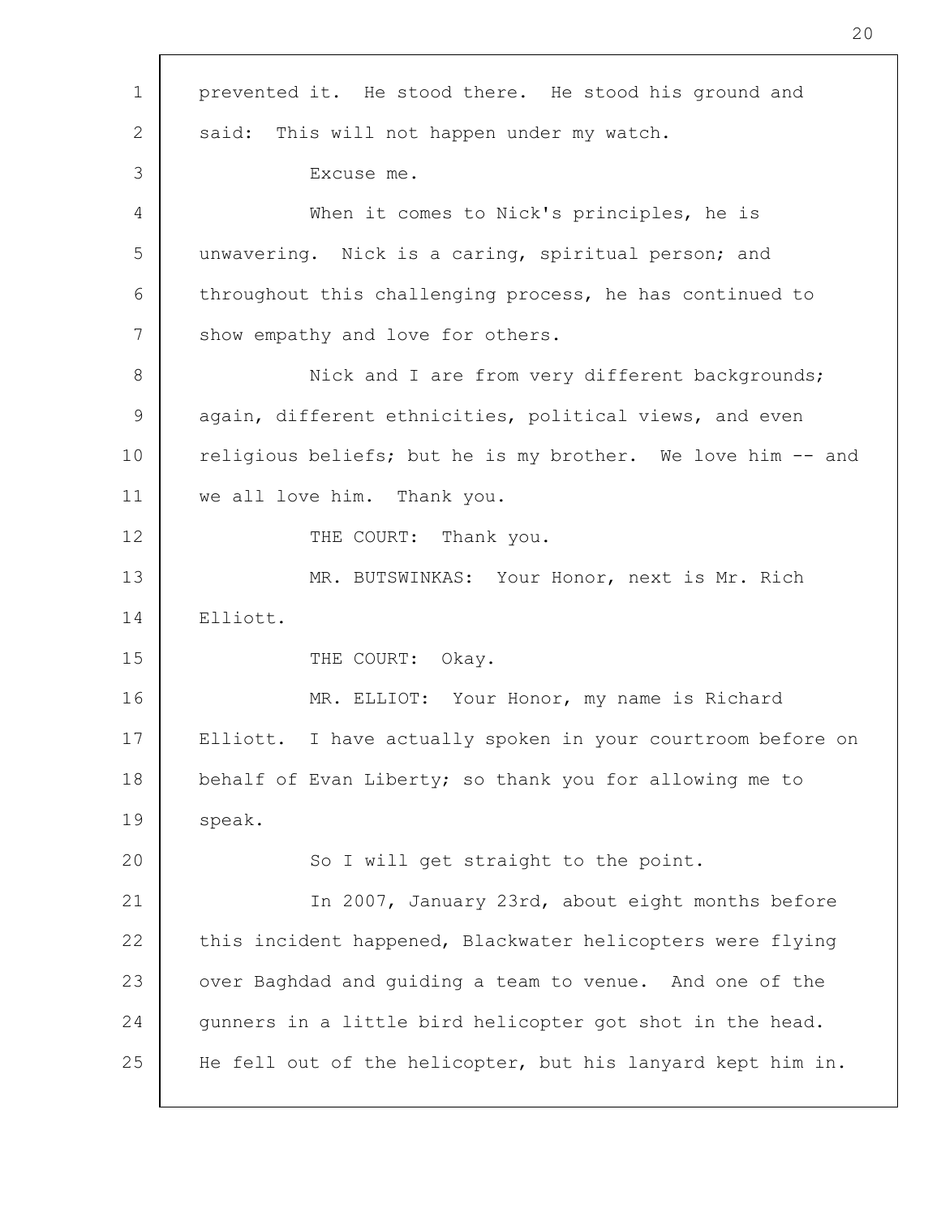prevented it. He stood there. He stood his ground and said: This will not happen under my watch.

Excuse me.

When it comes to Nick's principles, he is unwavering. Nick is a caring, spiritual person; and throughout this challenging process, he has continued to show empathy and love for others.

Nick and I are from very different backgrounds; again, different ethnicities, political views, and even religious beliefs; but he is my brother. We love him -- and we all love him. Thank you.

THE COURT: Thank you.

MR. BUTSWINKAS: Your Honor, next is Mr. Rich Elliott.

THE COURT: Okay.

MR. ELLIOT: Your Honor, my name is Richard Elliott. I have actually spoken in your courtroom before on behalf of Evan Liberty; so thank you for allowing me to speak.

So I will get straight to the point.

In 2007, January 23rd, about eight months before this incident happened, Blackwater helicopters were flying over Baghdad and guiding a team to venue. And one of the gunners in a little bird helicopter got shot in the head. He fell out of the helicopter, but his lanyard kept him in.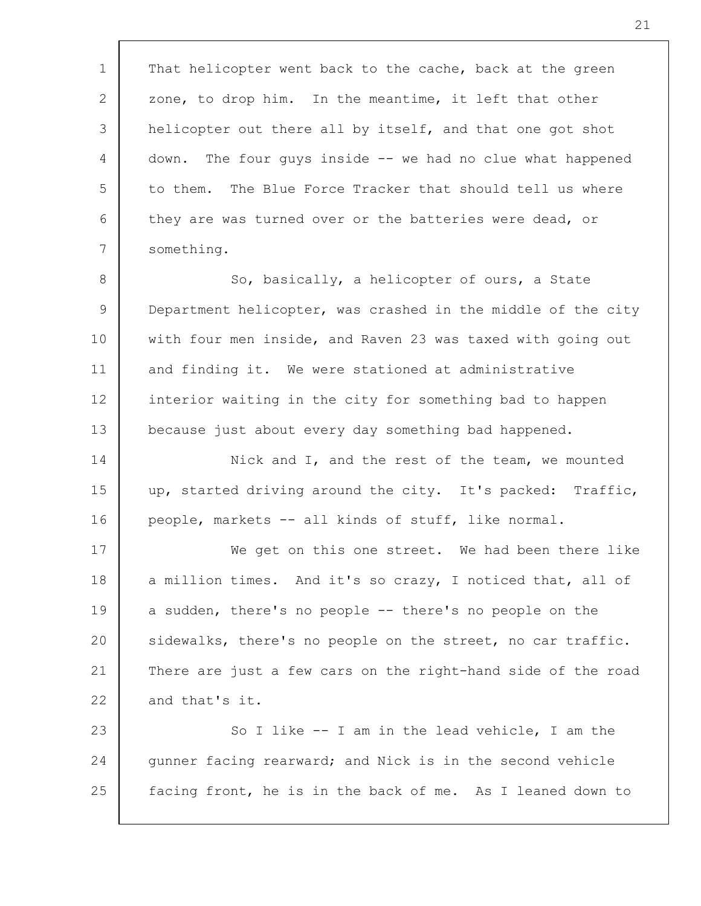That helicopter went back to the cache, back at the green zone, to drop him. In the meantime, it left that other helicopter out there all by itself, and that one got shot down. The four guys inside -- we had no clue what happened to them. The Blue Force Tracker that should tell us where they are was turned over or the batteries were dead, or something.

So, basically, a helicopter of ours, a State Department helicopter, was crashed in the middle of the city with four men inside, and Raven 23 was taxed with going out and finding it. We were stationed at administrative interior waiting in the city for something bad to happen because just about every day something bad happened.

Nick and I, and the rest of the team, we mounted up, started driving around the city. It's packed: Traffic, people, markets -- all kinds of stuff, like normal.

We get on this one street. We had been there like a million times. And it's so crazy, I noticed that, all of a sudden, there's no people -- there's no people on the sidewalks, there's no people on the street, no car traffic. There are just a few cars on the right-hand side of the road and that's it.

So I like -- I am in the lead vehicle, I am the gunner facing rearward; and Nick is in the second vehicle facing front, he is in the back of me. As I leaned down to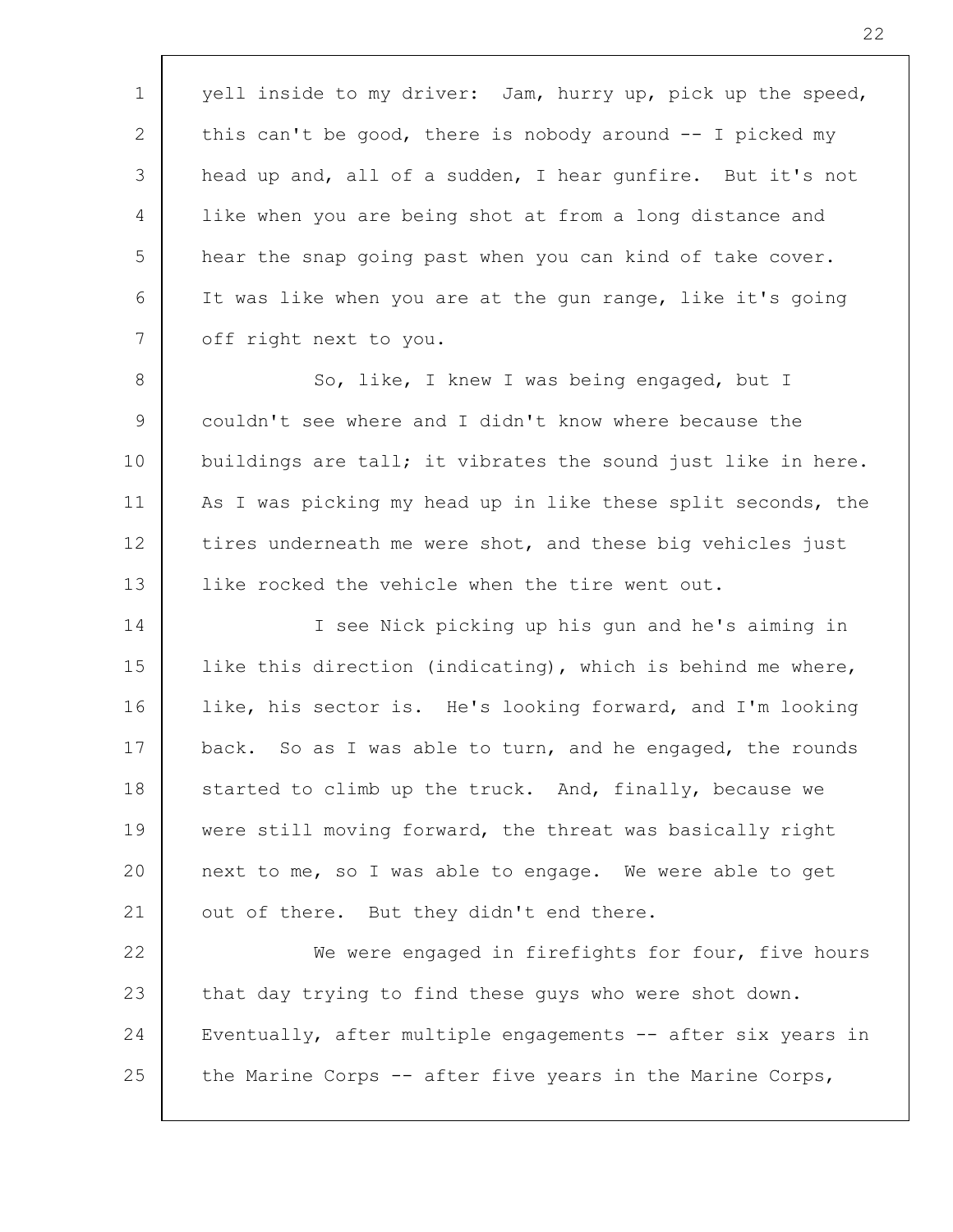yell inside to my driver: Jam, hurry up, pick up the speed, this can't be good, there is nobody around -- I picked my head up and, all of a sudden, I hear gunfire. But it's not like when you are being shot at from a long distance and hear the snap going past when you can kind of take cover. It was like when you are at the gun range, like it's going off right next to you.

So, like, I knew I was being engaged, but I couldn't see where and I didn't know where because the buildings are tall; it vibrates the sound just like in here. As I was picking my head up in like these split seconds, the tires underneath me were shot, and these big vehicles just like rocked the vehicle when the tire went out.

I see Nick picking up his gun and he's aiming in like this direction (indicating), which is behind me where, like, his sector is. He's looking forward, and I'm looking back. So as I was able to turn, and he engaged, the rounds started to climb up the truck. And, finally, because we were still moving forward, the threat was basically right next to me, so I was able to engage. We were able to get out of there. But they didn't end there.

We were engaged in firefights for four, five hours that day trying to find these guys who were shot down. Eventually, after multiple engagements -- after six years in the Marine Corps -- after five years in the Marine Corps,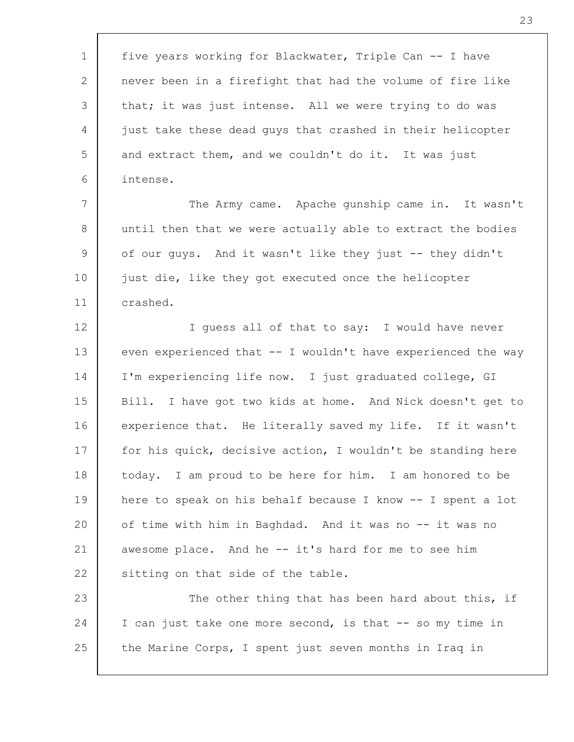five years working for Blackwater, Triple Can -- I have never been in a firefight that had the volume of fire like that; it was just intense. All we were trying to do was just take these dead guys that crashed in their helicopter and extract them, and we couldn't do it. It was just intense.

The Army came. Apache gunship came in. It wasn't until then that we were actually able to extract the bodies of our guys. And it wasn't like they just -- they didn't just die, like they got executed once the helicopter crashed.

I guess all of that to say: I would have never even experienced that -- I wouldn't have experienced the way I'm experiencing life now. I just graduated college, GI Bill. I have got two kids at home. And Nick doesn't get to experience that. He literally saved my life. If it wasn't for his quick, decisive action, I wouldn't be standing here today. I am proud to be here for him. I am honored to be here to speak on his behalf because I know -- I spent a lot of time with him in Baghdad. And it was no -- it was no awesome place. And he -- it's hard for me to see him sitting on that side of the table.

The other thing that has been hard about this, if I can just take one more second, is that -- so my time in the Marine Corps, I spent just seven months in Iraq in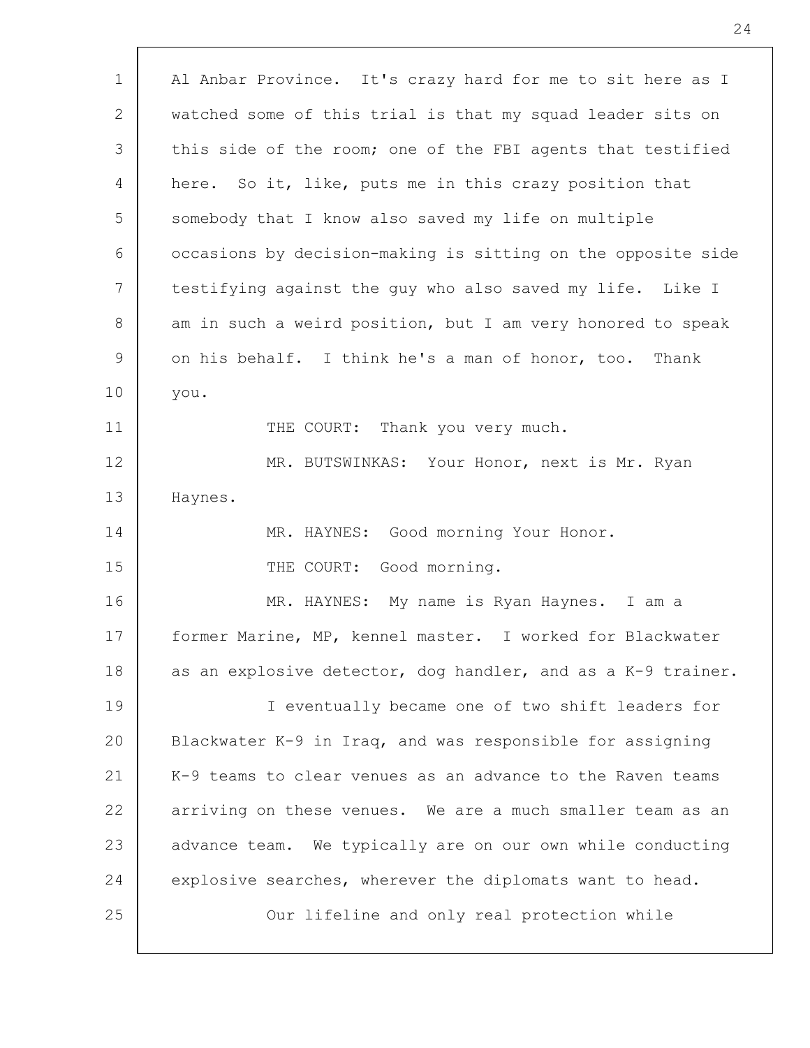Al Anbar Province. It's crazy hard for me to sit here as I watched some of this trial is that my squad leader sits on this side of the room; one of the FBI agents that testified here. So it, like, puts me in this crazy position that somebody that I know also saved my life on multiple occasions by decision-making is sitting on the opposite side testifying against the guy who also saved my life. Like I am in such a weird position, but I am very honored to speak on his behalf. I think he's a man of honor, too. Thank you.

THE COURT: Thank you very much.

MR. BUTSWINKAS: Your Honor, next is Mr. Ryan Haynes.

MR. HAYNES: Good morning Your Honor.

THE COURT: Good morning.

MR. HAYNES: My name is Ryan Haynes. I am a former Marine, MP, kennel master. I worked for Blackwater as an explosive detector, dog handler, and as a K-9 trainer.

I eventually became one of two shift leaders for Blackwater K-9 in Iraq, and was responsible for assigning K-9 teams to clear venues as an advance to the Raven teams arriving on these venues. We are a much smaller team as an advance team. We typically are on our own while conducting explosive searches, wherever the diplomats want to head.

Our lifeline and only real protection while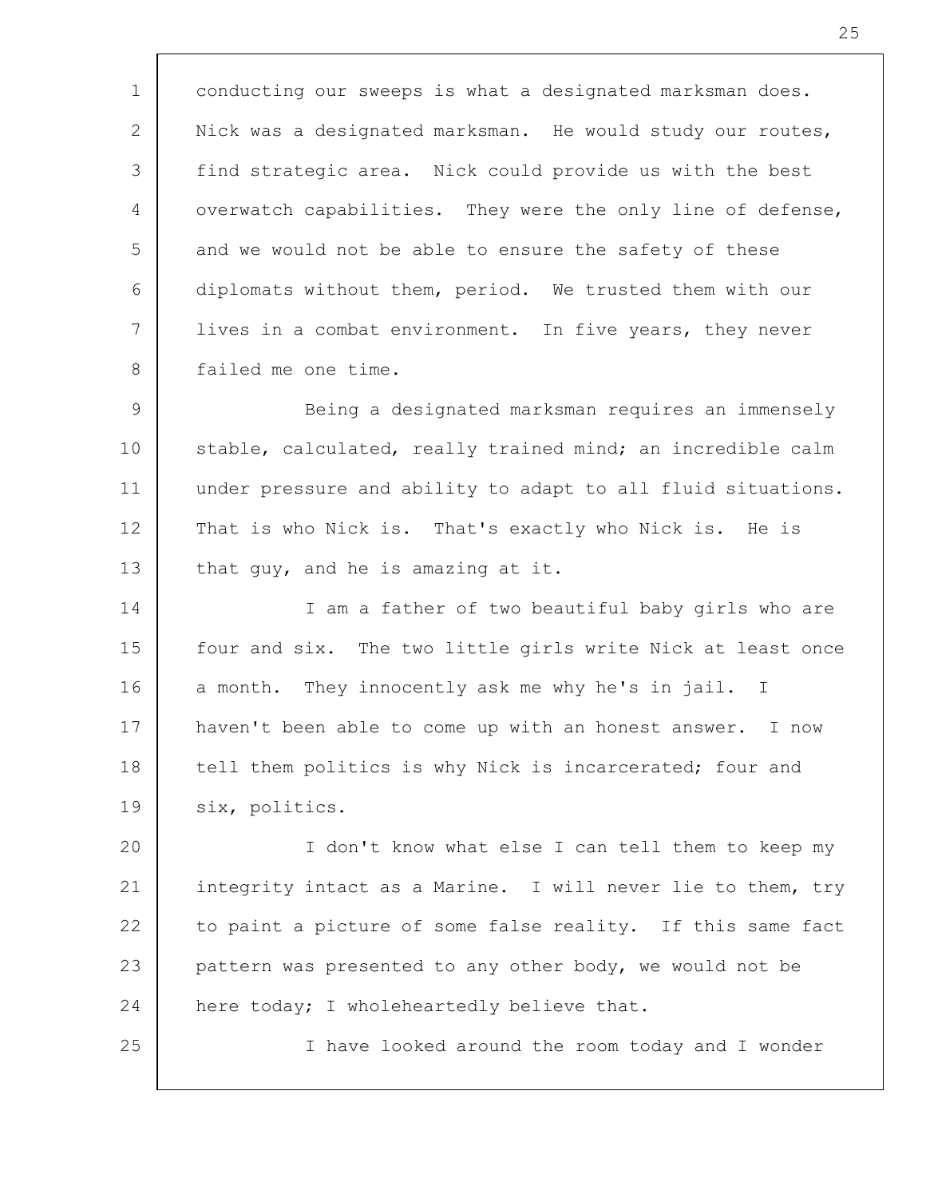conducting our sweeps is what a designated marksman does. Nick was a designated marksman. He would study our routes, find strategic area. Nick could provide us with the best overwatch capabilities. They were the only line of defense, and we would not be able to ensure the safety of these diplomats without them, period. We trusted them with our lives in a combat environment. In five years, they never failed me one time.

Being a designated marksman requires an immensely stable, calculated, really trained mind; an incredible calm under pressure and ability to adapt to all fluid situations. That is who Nick is. That's exactly who Nick is. He is that guy, and he is amazing at it.

I am a father of two beautiful baby girls who are four and six. The two little girls write Nick at least once a month. They innocently ask me why he's in jail. I haven't been able to come up with an honest answer. I now tell them politics is why Nick is incarcerated; four and six, politics.

I don't know what else I can tell them to keep my integrity intact as a Marine. I will never lie to them, try to paint a picture of some false reality. If this same fact pattern was presented to any other body, we would not be here today; I wholeheartedly believe that.

I have looked around the room today and I wonder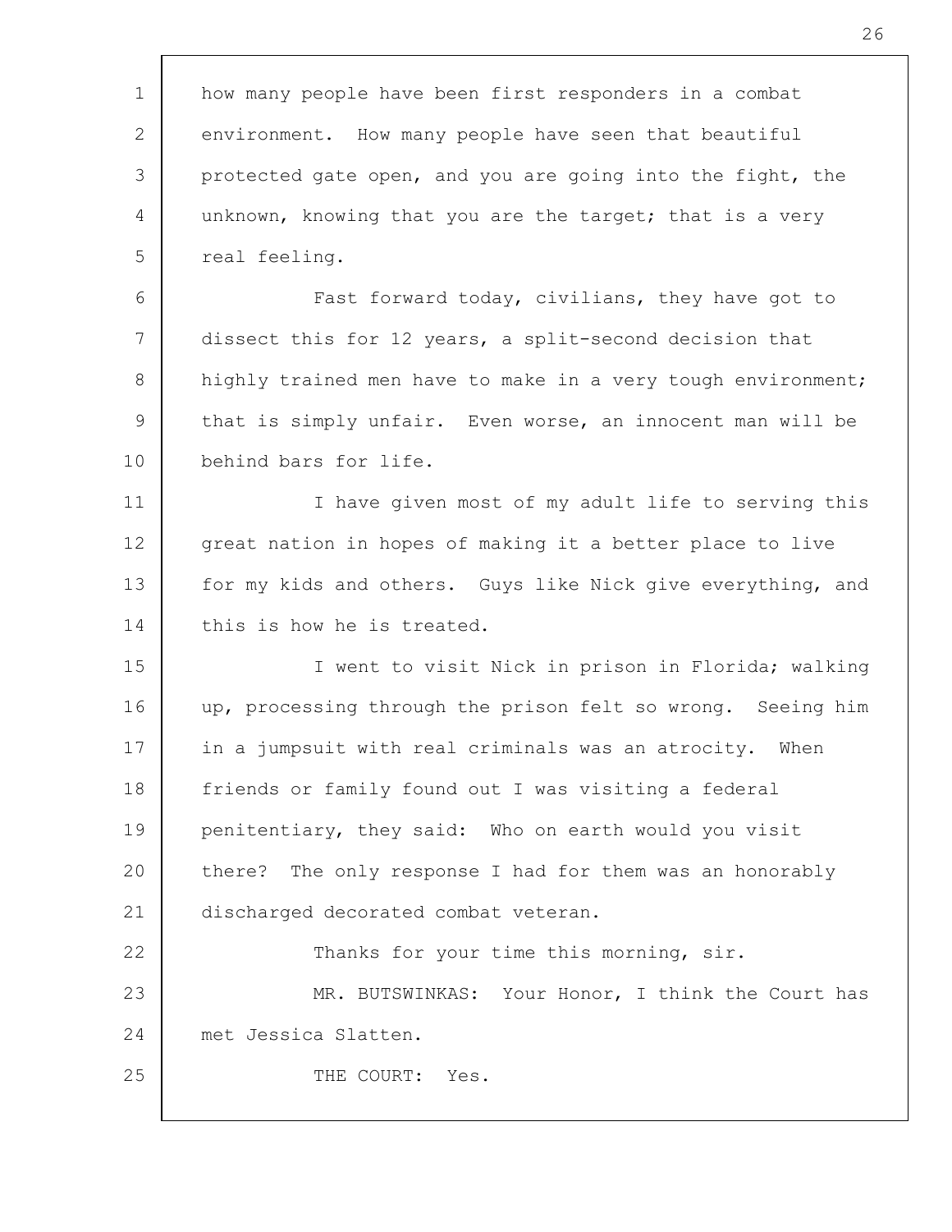how many people have been first responders in a combat environment. How many people have seen that beautiful protected gate open, and you are going into the fight, the unknown, knowing that you are the target; that is a very real feeling.

Fast forward today, civilians, they have got to dissect this for 12 years, a split-second decision that highly trained men have to make in a very tough environment; that is simply unfair. Even worse, an innocent man will be behind bars for life.

I have given most of my adult life to serving this great nation in hopes of making it a better place to live for my kids and others. Guys like Nick give everything, and this is how he is treated.

I went to visit Nick in prison in Florida; walking up, processing through the prison felt so wrong. Seeing him in a jumpsuit with real criminals was an atrocity. When friends or family found out I was visiting a federal penitentiary, they said: Who on earth would you visit there? The only response I had for them was an honorably discharged decorated combat veteran.

Thanks for your time this morning, sir.

MR. BUTSWINKAS: Your Honor, I think the Court has met Jessica Slatten.

THE COURT: Yes.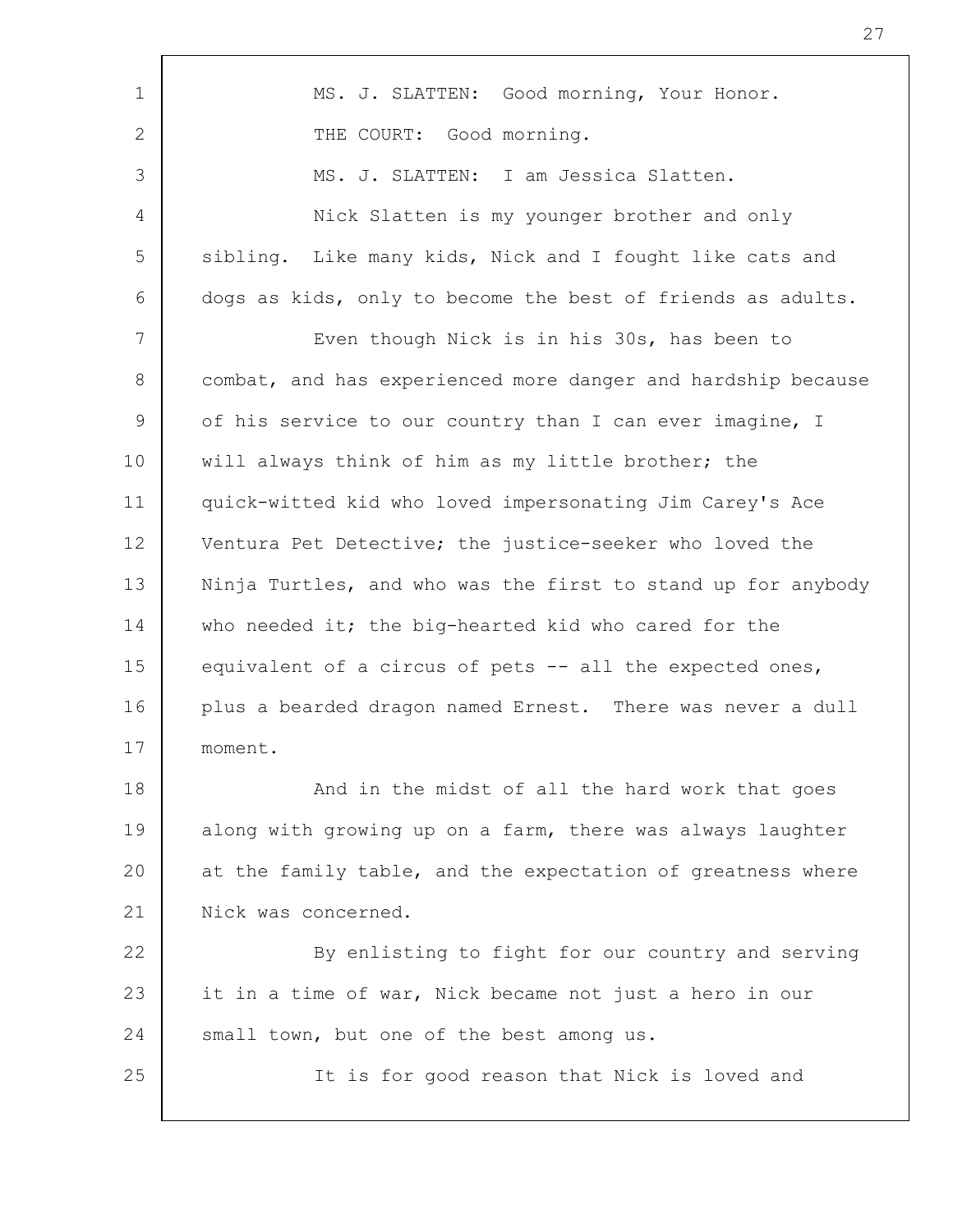MS. J. SLATTEN: Good morning, Your Honor.

THE COURT: Good morning.

MS. J. SLATTEN: I am Jessica Slatten.

Nick Slatten is my younger brother and only sibling. Like many kids, Nick and I fought like cats and dogs as kids, only to become the best of friends as adults.

Even though Nick is in his 30s, has been to combat, and has experienced more danger and hardship because of his service to our country than I can ever imagine, I will always think of him as my little brother; the quick-witted kid who loved impersonating Jim Carey's Ace Ventura Pet Detective; the justice-seeker who loved the Ninja Turtles, and who was the first to stand up for anybody who needed it; the big-hearted kid who cared for the equivalent of a circus of pets -- all the expected ones, plus a bearded dragon named Ernest. There was never a dull moment.

And in the midst of all the hard work that goes along with growing up on a farm, there was always laughter at the family table, and the expectation of greatness where Nick was concerned.

By enlisting to fight for our country and serving it in a time of war, Nick became not just a hero in our small town, but one of the best among us.

It is for good reason that Nick is loved and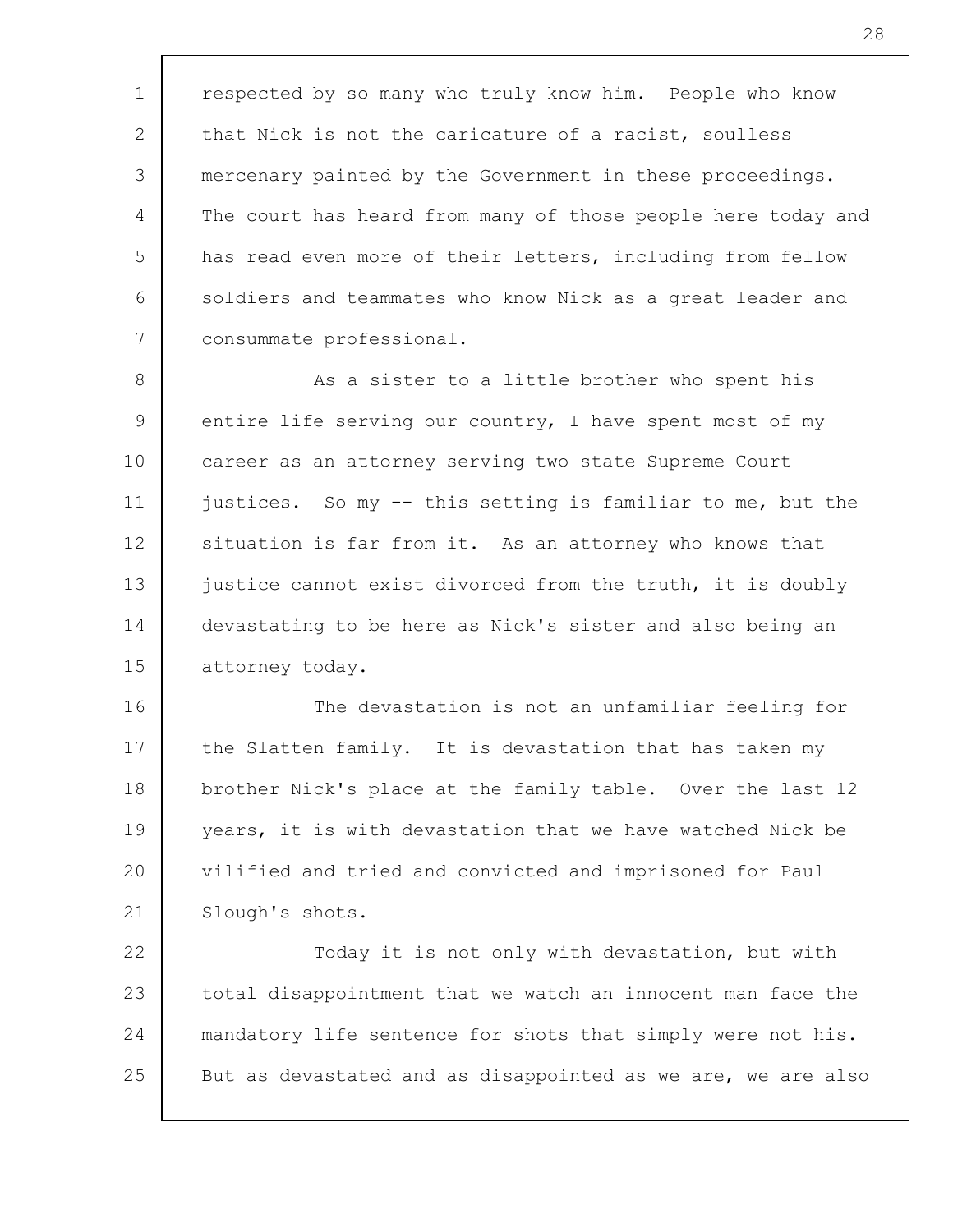respected by so many who truly know him. People who know that Nick is not the caricature of a racist, soulless mercenary painted by the Government in these proceedings. The court has heard from many of those people here today and has read even more of their letters, including from fellow soldiers and teammates who know Nick as a great leader and consummate professional.

As a sister to a little brother who spent his entire life serving our country, I have spent most of my career as an attorney serving two state Supreme Court justices. So my -- this setting is familiar to me, but the situation is far from it. As an attorney who knows that justice cannot exist divorced from the truth, it is doubly devastating to be here as Nick's sister and also being an attorney today.

The devastation is not an unfamiliar feeling for the Slatten family. It is devastation that has taken my brother Nick's place at the family table. Over the last 12 years, it is with devastation that we have watched Nick be vilified and tried and convicted and imprisoned for Paul Slough's shots.

Today it is not only with devastation, but with total disappointment that we watch an innocent man face the mandatory life sentence for shots that simply were not his. But as devastated and as disappointed as we are, we are also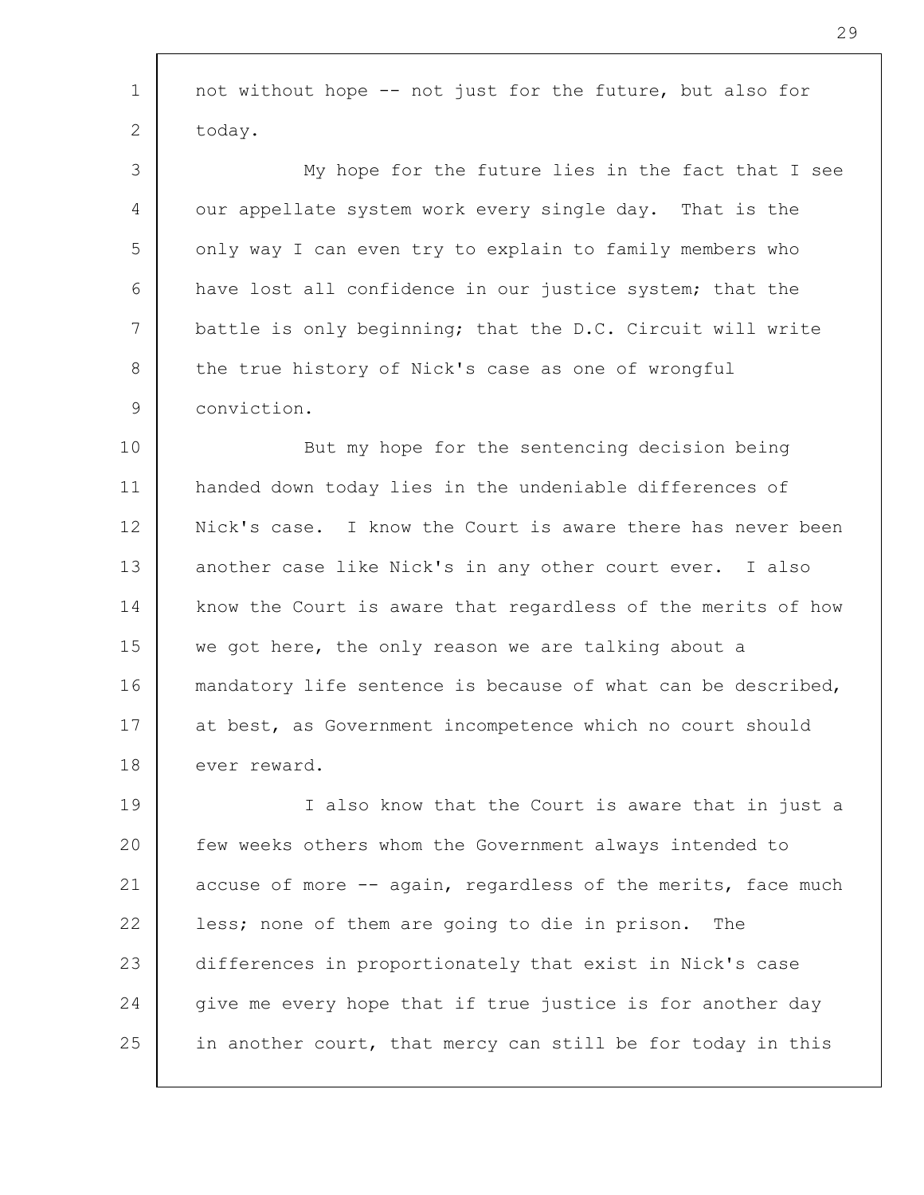not without hope -- not just for the future, but also for today.

My hope for the future lies in the fact that I see our appellate system work every single day. That is the only way I can even try to explain to family members who have lost all confidence in our justice system; that the battle is only beginning; that the D.C. Circuit will write the true history of Nick's case as one of wrongful conviction.

But my hope for the sentencing decision being handed down today lies in the undeniable differences of Nick's case. I know the Court is aware there has never been another case like Nick's in any other court ever. I also know the Court is aware that regardless of the merits of how we got here, the only reason we are talking about a mandatory life sentence is because of what can be described, at best, as Government incompetence which no court should ever reward.

I also know that the Court is aware that in just a few weeks others whom the Government always intended to accuse of more -- again, regardless of the merits, face much less; none of them are going to die in prison. The differences in proportionately that exist in Nick's case give me every hope that if true justice is for another day in another court, that mercy can still be for today in this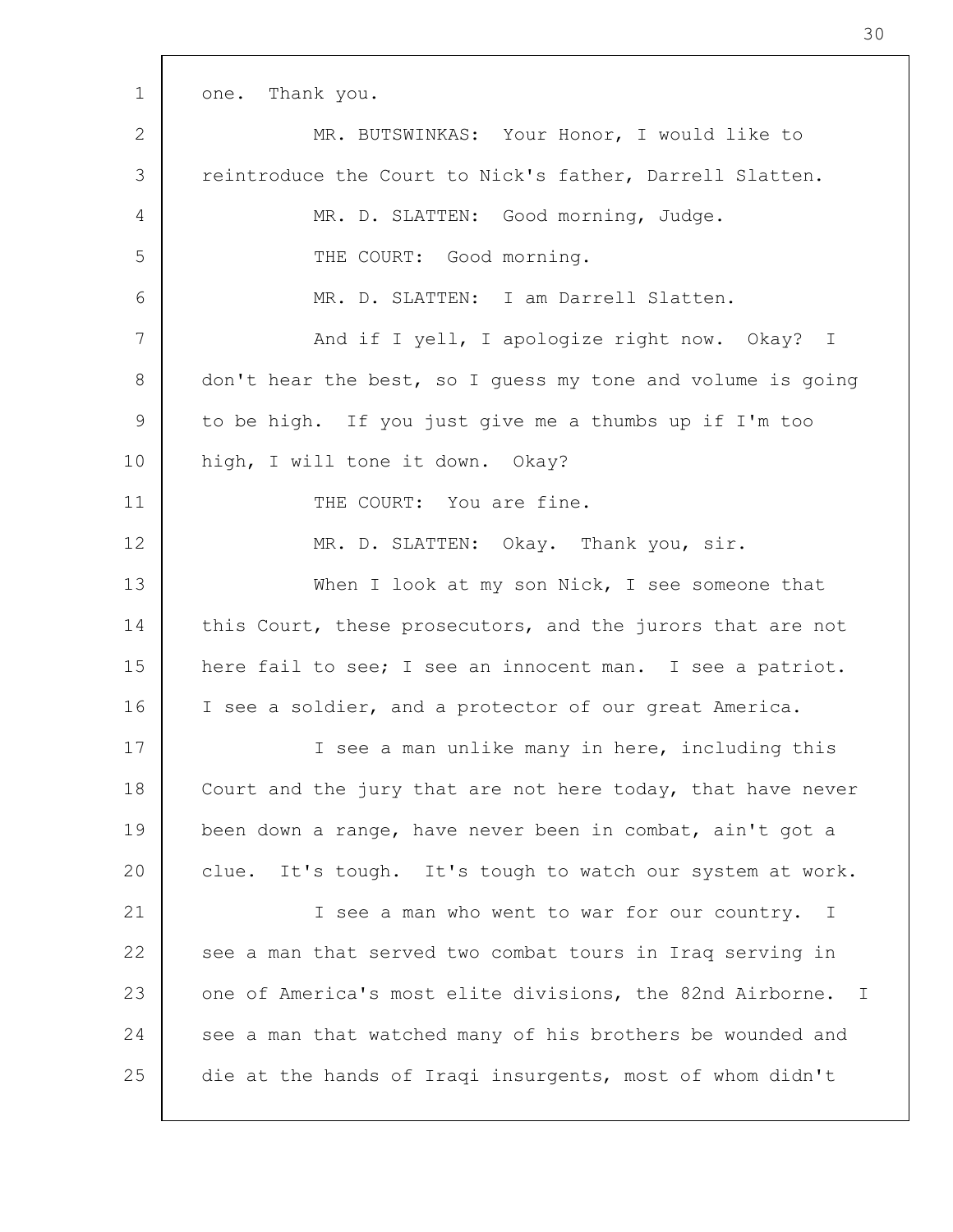one. Thank you.

MR. BUTSWINKAS: Your Honor, I would like to reintroduce the Court to Nick's father, Darrell Slatten.

MR. D. SLATTEN: Good morning, Judge.

THE COURT: Good morning.

MR. D. SLATTEN: I am Darrell Slatten.

And if I yell, I apologize right now. Okay? I don't hear the best, so I guess my tone and volume is going to be high. If you just give me a thumbs up if I'm too high, I will tone it down. Okay?

THE COURT: You are fine.

MR. D. SLATTEN: Okay. Thank you, sir.

When I look at my son Nick, I see someone that this Court, these prosecutors, and the jurors that are not here fail to see; I see an innocent man. I see a patriot. I see a soldier, and a protector of our great America.

I see a man unlike many in here, including this Court and the jury that are not here today, that have never been down a range, have never been in combat, ain't got a clue. It's tough. It's tough to watch our system at work.

I see a man who went to war for our country. I see a man that served two combat tours in Iraq serving in one of America's most elite divisions, the 82nd Airborne. I see a man that watched many of his brothers be wounded and die at the hands of Iraqi insurgents, most of whom didn't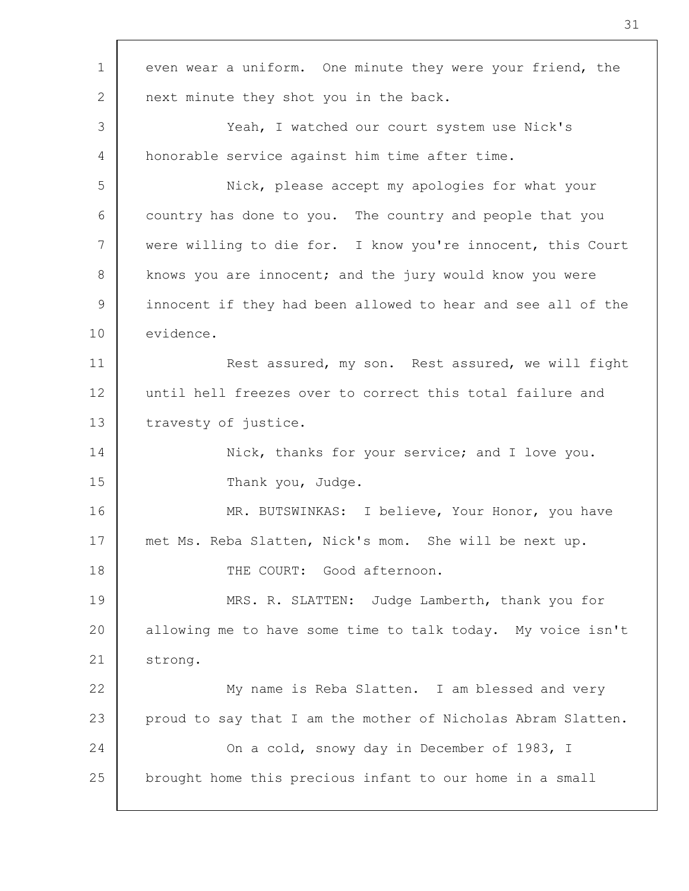even wear a uniform. One minute they were your friend, the next minute they shot you in the back.

Yeah, I watched our court system use Nick's honorable service against him time after time.

Nick, please accept my apologies for what your country has done to you. The country and people that you were willing to die for. I know you're innocent, this Court knows you are innocent; and the jury would know you were innocent if they had been allowed to hear and see all of the evidence.

Rest assured, my son. Rest assured, we will fight until hell freezes over to correct this total failure and travesty of justice.

Nick, thanks for your service; and I love you.

Thank you, Judge.

MR. BUTSWINKAS: I believe, Your Honor, you have met Ms. Reba Slatten, Nick's mom. She will be next up.

THE COURT: Good afternoon.

MRS. R. SLATTEN: Judge Lamberth, thank you for allowing me to have some time to talk today. My voice isn't strong.

My name is Reba Slatten. I am blessed and very proud to say that I am the mother of Nicholas Abram Slatten.

On a cold, snowy day in December of 1983, I brought home this precious infant to our home in a small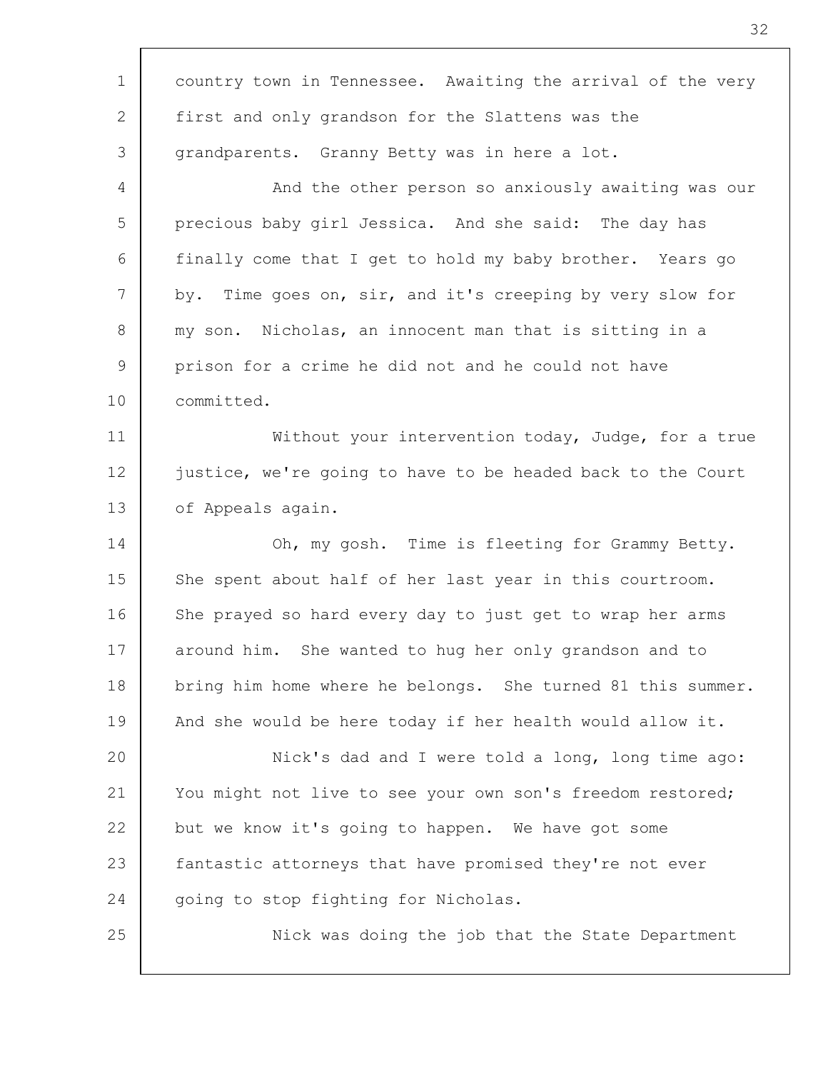country town in Tennessee. Awaiting the arrival of the very first and only grandson for the Slattens was the grandparents. Granny Betty was in here a lot.

And the other person so anxiously awaiting was our precious baby girl Jessica. And she said: The day has finally come that I get to hold my baby brother. Years go by. Time goes on, sir, and it's creeping by very slow for my son. Nicholas, an innocent man that is sitting in a prison for a crime he did not and he could not have committed.

Without your intervention today, Judge, for a true justice, we're going to have to be headed back to the Court of Appeals again.

Oh, my gosh. Time is fleeting for Grammy Betty. She spent about half of her last year in this courtroom. She prayed so hard every day to just get to wrap her arms around him. She wanted to hug her only grandson and to bring him home where he belongs. She turned 81 this summer. And she would be here today if her health would allow it.

Nick's dad and I were told a long, long time ago: You might not live to see your own son's freedom restored; but we know it's going to happen. We have got some fantastic attorneys that have promised they're not ever going to stop fighting for Nicholas.

Nick was doing the job that the State Department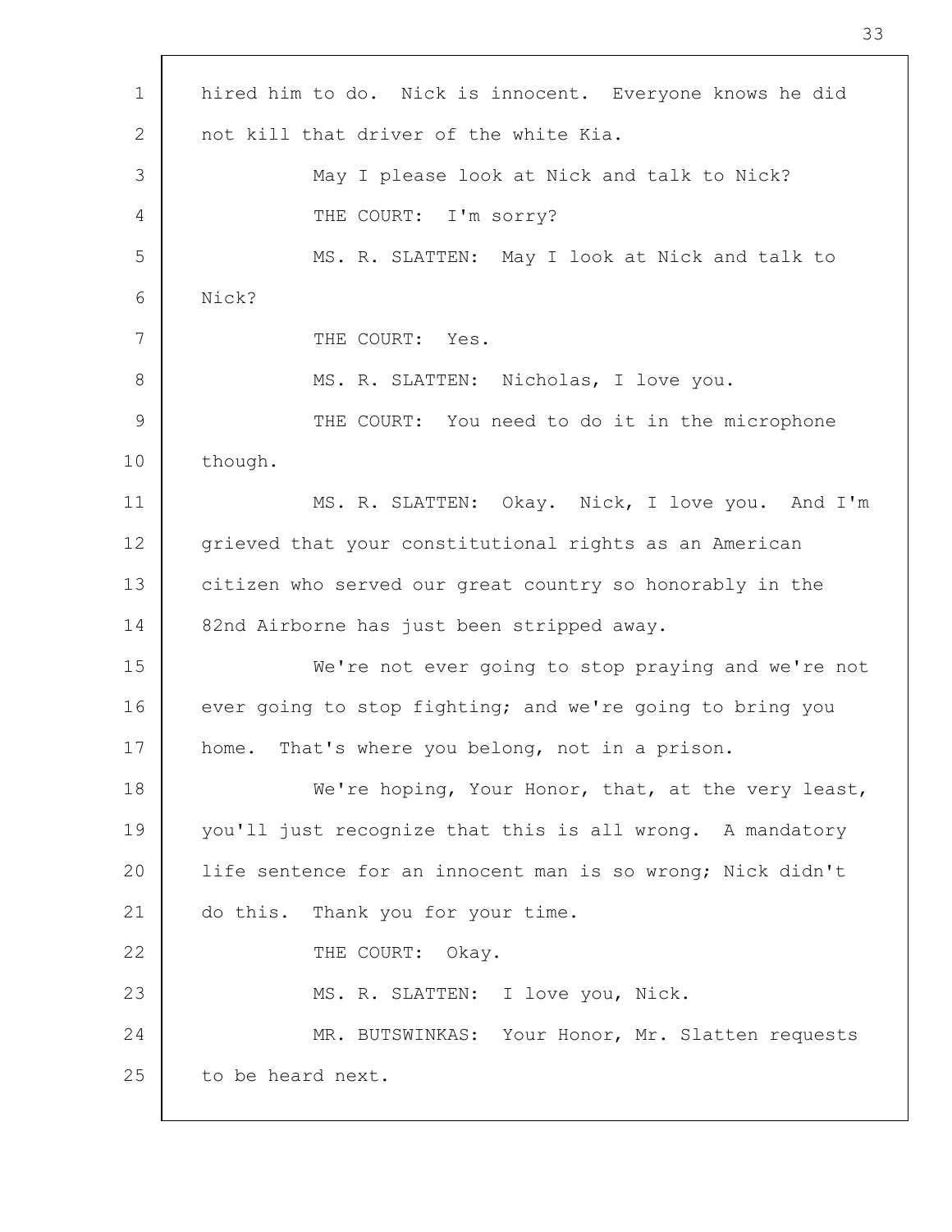hired him to do. Nick is innocent. Everyone knows he did not kill that driver of the white Kia.

May I please look at Nick and talk to Nick?

THE COURT: I'm sorry?

MS. R. SLATTEN: May I look at Nick and talk to Nick?

THE COURT: Yes.

MS. R. SLATTEN: Nicholas, I love you.

THE COURT: You need to do it in the microphone though.

MS. R. SLATTEN: Okay. Nick, I love you. And I'm grieved that your constitutional rights as an American citizen who served our great country so honorably in the 82nd Airborne has just been stripped away.

We're not ever going to stop praying and we're not ever going to stop fighting; and we're going to bring you home. That's where you belong, not in a prison.

We're hoping, Your Honor, that, at the very least, you'll just recognize that this is all wrong. A mandatory life sentence for an innocent man is so wrong; Nick didn't do this. Thank you for your time.

THE COURT: Okay.

MS. R. SLATTEN: I love you, Nick.

MR. BUTSWINKAS: Your Honor, Mr. Slatten requests to be heard next.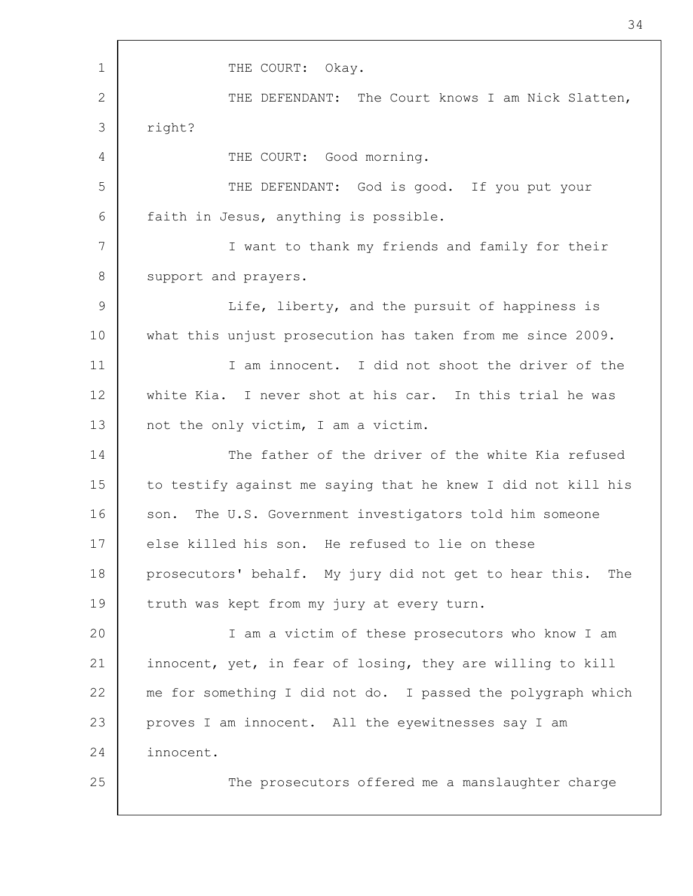THE COURT: Okay.

THE DEFENDANT: The Court knows I am Nick Slatten, right?

THE COURT: Good morning.

THE DEFENDANT: God is good. If you put your faith in Jesus, anything is possible.

I want to thank my friends and family for their support and prayers.

Life, liberty, and the pursuit of happiness is what this unjust prosecution has taken from me since 2009.

I am innocent. I did not shoot the driver of the white Kia. I never shot at his car. In this trial he was not the only victim, I am a victim.

The father of the driver of the white Kia refused to testify against me saying that he knew I did not kill his son. The U.S. Government investigators told him someone else killed his son. He refused to lie on these prosecutors' behalf. My jury did not get to hear this. The truth was kept from my jury at every turn.

I am a victim of these prosecutors who know I am innocent, yet, in fear of losing, they are willing to kill me for something I did not do. I passed the polygraph which proves I am innocent. All the eyewitnesses say I am innocent.

The prosecutors offered me a manslaughter charge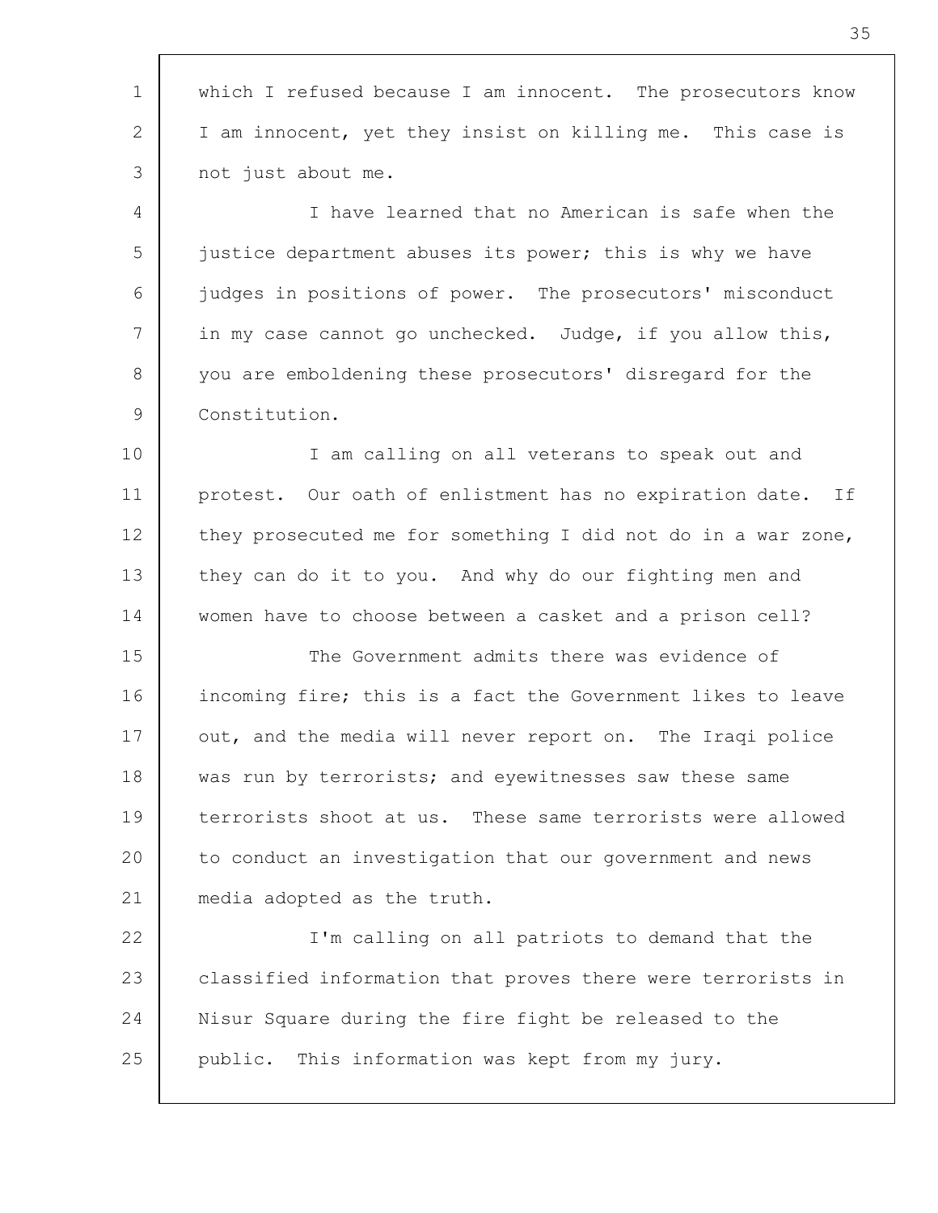which I refused because I am innocent. The prosecutors know I am innocent, yet they insist on killing me. This case is not just about me.

I have learned that no American is safe when the justice department abuses its power; this is why we have judges in positions of power. The prosecutors' misconduct in my case cannot go unchecked. Judge, if you allow this, you are emboldening these prosecutors' disregard for the Constitution.

I am calling on all veterans to speak out and protest. Our oath of enlistment has no expiration date. If they prosecuted me for something I did not do in a war zone, they can do it to you. And why do our fighting men and women have to choose between a casket and a prison cell?

The Government admits there was evidence of incoming fire; this is a fact the Government likes to leave out, and the media will never report on. The Iraqi police was run by terrorists; and eyewitnesses saw these same terrorists shoot at us. These same terrorists were allowed to conduct an investigation that our government and news media adopted as the truth.

I'm calling on all patriots to demand that the classified information that proves there were terrorists in Nisur Square during the fire fight be released to the public. This information was kept from my jury.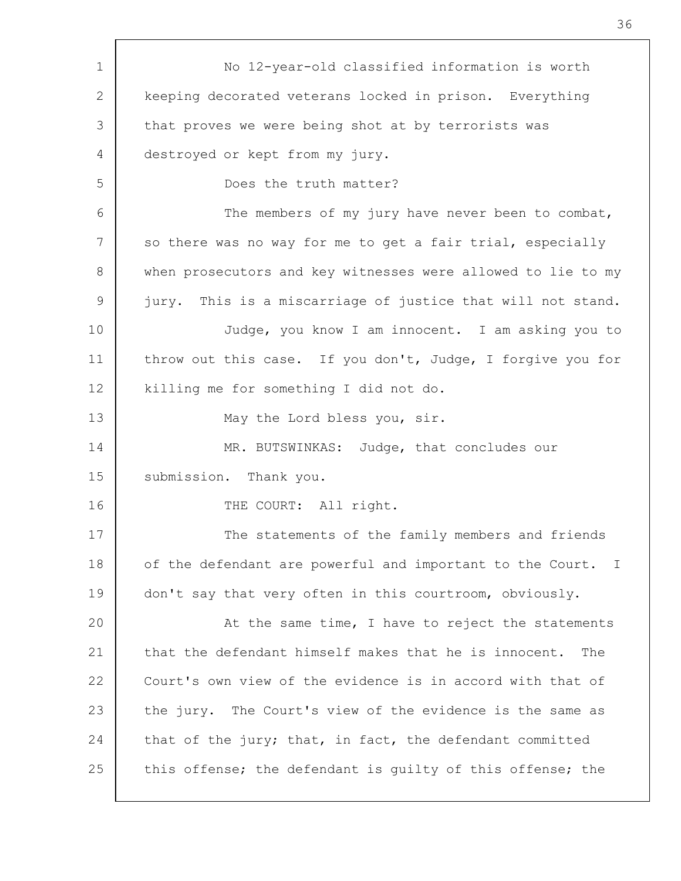No 12-year-old classified information is worth keeping decorated veterans locked in prison. Everything that proves we were being shot at by terrorists was destroyed or kept from my jury.

Does the truth matter?

The members of my jury have never been to combat, so there was no way for me to get a fair trial, especially when prosecutors and key witnesses were allowed to lie to my jury. This is a miscarriage of justice that will not stand.

Judge, you know I am innocent. I am asking you to throw out this case. If you don't, Judge, I forgive you for killing me for something I did not do.

May the Lord bless you, sir.

MR. BUTSWINKAS: Judge, that concludes our submission. Thank you.

THE COURT: All right.

The statements of the family members and friends of the defendant are powerful and important to the Court. I don't say that very often in this courtroom, obviously.

At the same time, I have to reject the statements that the defendant himself makes that he is innocent. The Court's own view of the evidence is in accord with that of the jury. The Court's view of the evidence is the same as that of the jury; that, in fact, the defendant committed this offense; the defendant is guilty of this offense; the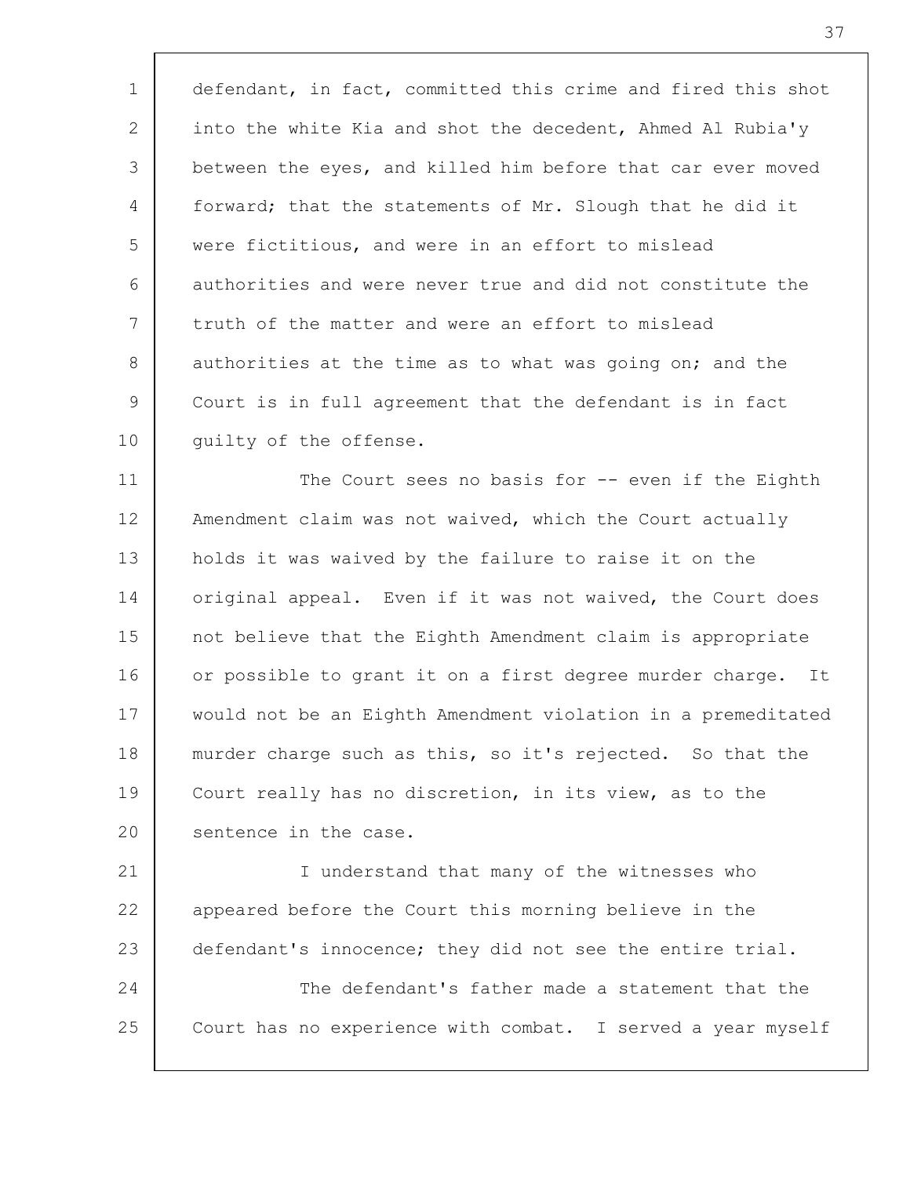defendant, in fact, committed this crime and fired this shot into the white Kia and shot the decedent, Ahmed Al Rubia'y between the eyes, and killed him before that car ever moved forward; that the statements of Mr. Slough that he did it were fictitious, and were in an effort to mislead authorities and were never true and did not constitute the truth of the matter and were an effort to mislead authorities at the time as to what was going on; and the Court is in full agreement that the defendant is in fact guilty of the offense.

The Court sees no basis for -- even if the Eighth Amendment claim was not waived, which the Court actually holds it was waived by the failure to raise it on the original appeal. Even if it was not waived, the Court does not believe that the Eighth Amendment claim is appropriate or possible to grant it on a first degree murder charge. It would not be an Eighth Amendment violation in a premeditated murder charge such as this, so it's rejected. So that the Court really has no discretion, in its view, as to the sentence in the case.

I understand that many of the witnesses who appeared before the Court this morning believe in the defendant's innocence; they did not see the entire trial.

The defendant's father made a statement that the Court has no experience with combat. I served a year myself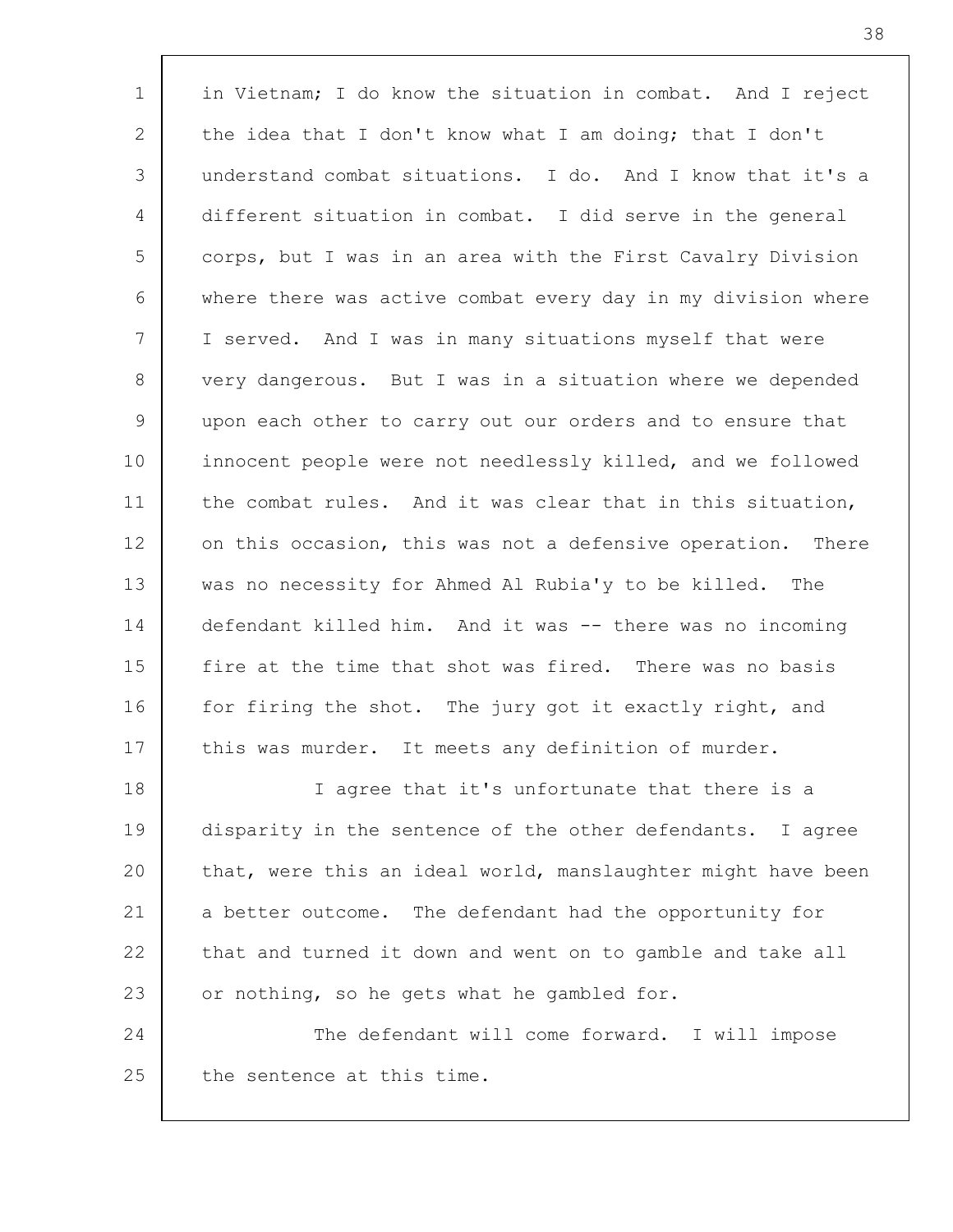in Vietnam; I do know the situation in combat. And I reject the idea that I don't know what I am doing; that I don't understand combat situations. I do. And I know that it's a different situation in combat. I did serve in the general corps, but I was in an area with the First Cavalry Division where there was active combat every day in my division where I served. And I was in many situations myself that were very dangerous. But I was in a situation where we depended upon each other to carry out our orders and to ensure that innocent people were not needlessly killed, and we followed the combat rules. And it was clear that in this situation, on this occasion, this was not a defensive operation. There was no necessity for Ahmed Al Rubia'y to be killed. The defendant killed him. And it was -- there was no incoming fire at the time that shot was fired. There was no basis for firing the shot. The jury got it exactly right, and this was murder. It meets any definition of murder.

I agree that it's unfortunate that there is a disparity in the sentence of the other defendants. I agree that, were this an ideal world, manslaughter might have been a better outcome. The defendant had the opportunity for that and turned it down and went on to gamble and take all or nothing, so he gets what he gambled for.

The defendant will come forward. I will impose the sentence at this time.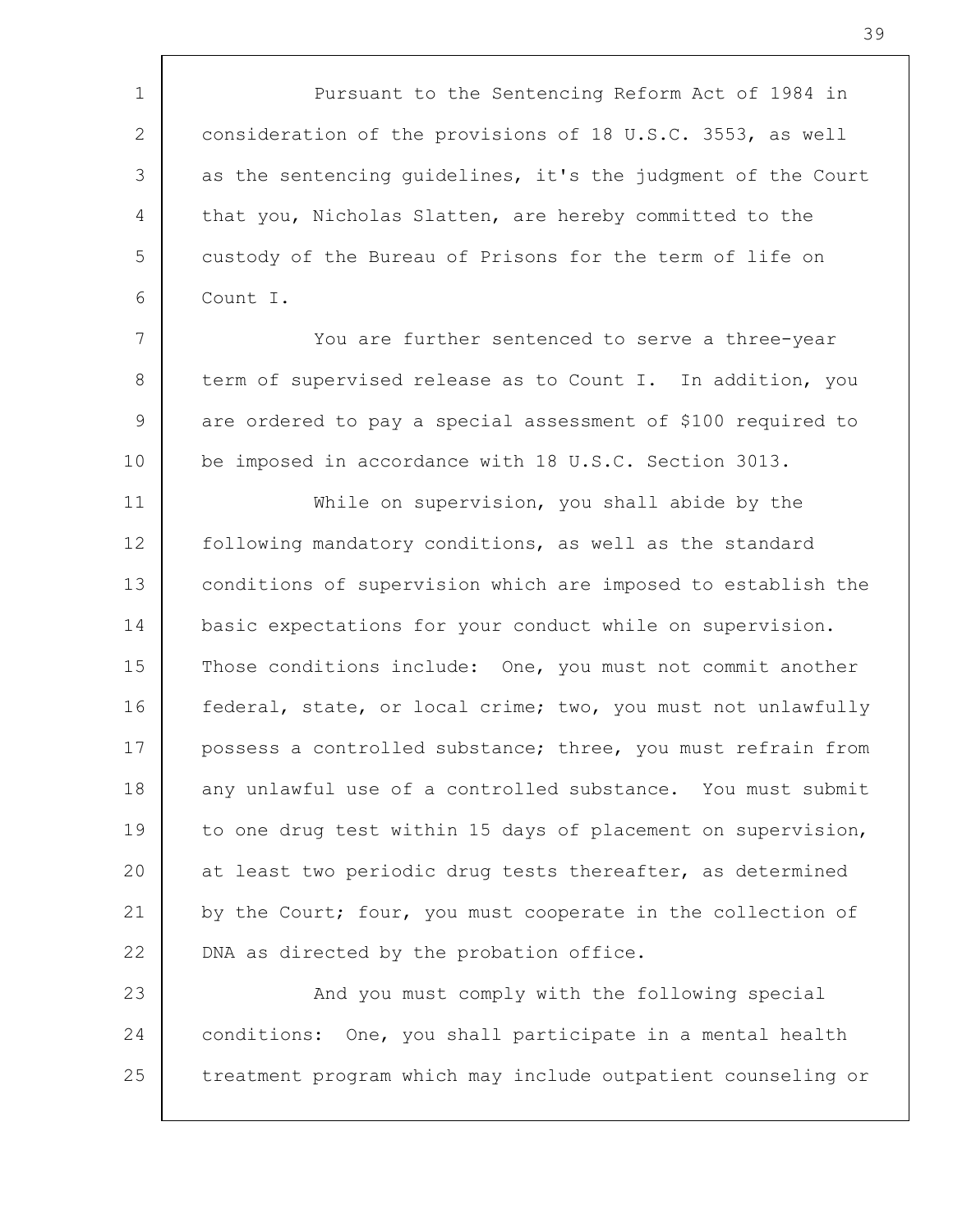Pursuant to the Sentencing Reform Act of 1984 in consideration of the provisions of 18 U.S.C. 3553, as well as the sentencing guidelines, it's the judgment of the Court that you, Nicholas Slatten, are hereby committed to the custody of the Bureau of Prisons for the term of life on Count I.

You are further sentenced to serve a three-year term of supervised release as to Count I. In addition, you are ordered to pay a special assessment of $100 required to be imposed in accordance with 18 U.S.C. Section 3013.

While on supervision, you shall abide by the following mandatory conditions, as well as the standard conditions of supervision which are imposed to establish the basic expectations for your conduct while on supervision. Those conditions include: One, you must not commit another federal, state, or local crime; two, you must not unlawfully possess a controlled substance; three, you must refrain from any unlawful use of a controlled substance. You must submit to one drug test within 15 days of placement on supervision, at least two periodic drug tests thereafter, as determined by the Court; four, you must cooperate in the collection of DNA as directed by the probation office.

And you must comply with the following special conditions: One, you shall participate in a mental health treatment program which may include outpatient counseling or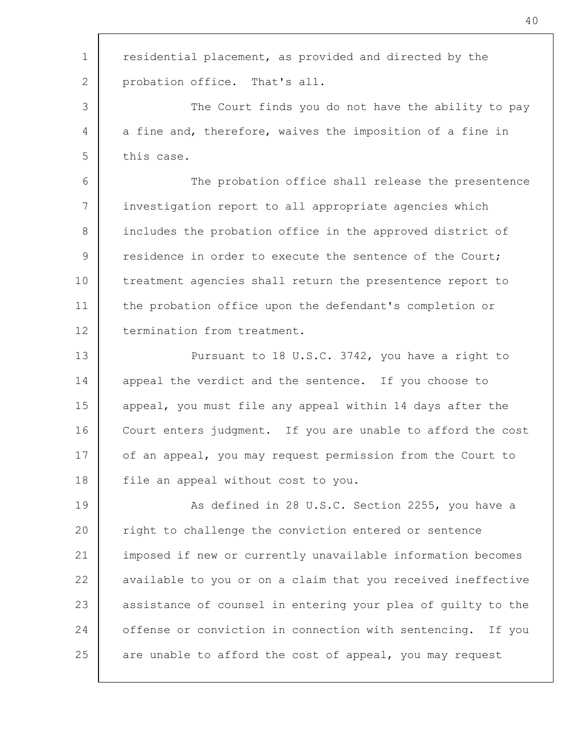residential placement, as provided and directed by the probation office. That's all.

The Court finds you do not have the ability to pay a fine and, therefore, waives the imposition of a fine in this case.

The probation office shall release the presentence investigation report to all appropriate agencies which includes the probation office in the approved district of residence in order to execute the sentence of the Court; treatment agencies shall return the presentence report to the probation office upon the defendant's completion or termination from treatment.

Pursuant to 18 U.S.C. 3742, you have a right to appeal the verdict and the sentence. If you choose to appeal, you must file any appeal within 14 days after the Court enters judgment. If you are unable to afford the cost of an appeal, you may request permission from the Court to file an appeal without cost to you.

As defined in 28 U.S.C. Section 2255, you have a right to challenge the conviction entered or sentence imposed if new or currently unavailable information becomes available to you or on a claim that you received ineffective assistance of counsel in entering your plea of guilty to the offense or conviction in connection with sentencing. If you are unable to afford the cost of appeal, you may request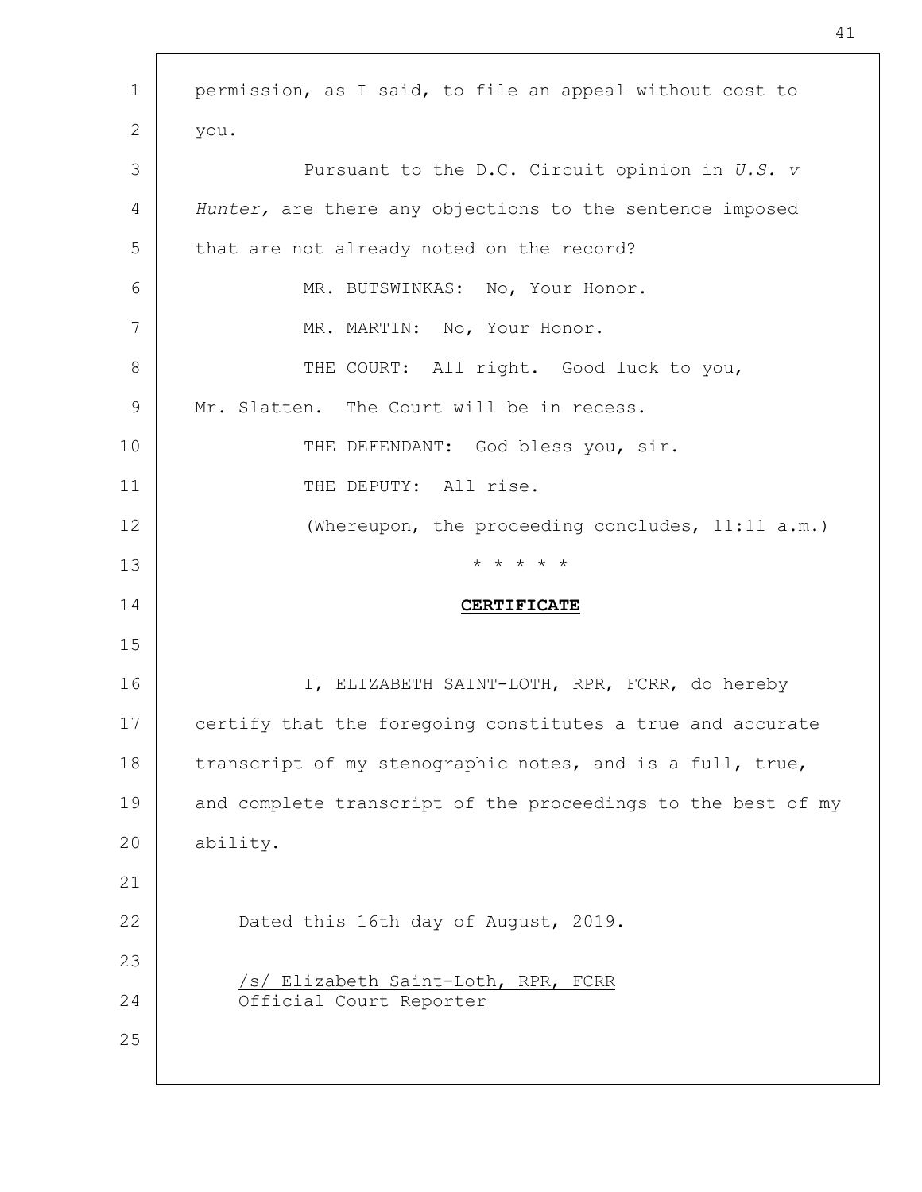permission, as I said, to file an appeal without cost to you.

Pursuant to the D.C. Circuit opinion in *U.S. v Hunter,* are there any objections to the sentence imposed that are not already noted on the record?

MR. BUTSWINKAS: No, Your Honor.

MR. MARTIN: No, Your Honor.

THE COURT: All right. Good luck to you, Mr. Slatten. The Court will be in recess.

THE DEFENDANT: God bless you, sir.

THE DEPUTY: All rise.

(Whereupon, the proceeding concludes, 11:11 a.m.)

\* \* \* \* \*

**CERTIFICATE**

I, ELIZABETH SAINT-LOTH, RPR, FCRR, do hereby certify that the foregoing constitutes a true and accurate transcript of my stenographic notes, and is a full, true, and complete transcript of the proceedings to the best of my ability.

Dated this 16th day of August, 2019.

/s/ Elizabeth Saint-Loth, RPR, FCRR
Official Court Reporter